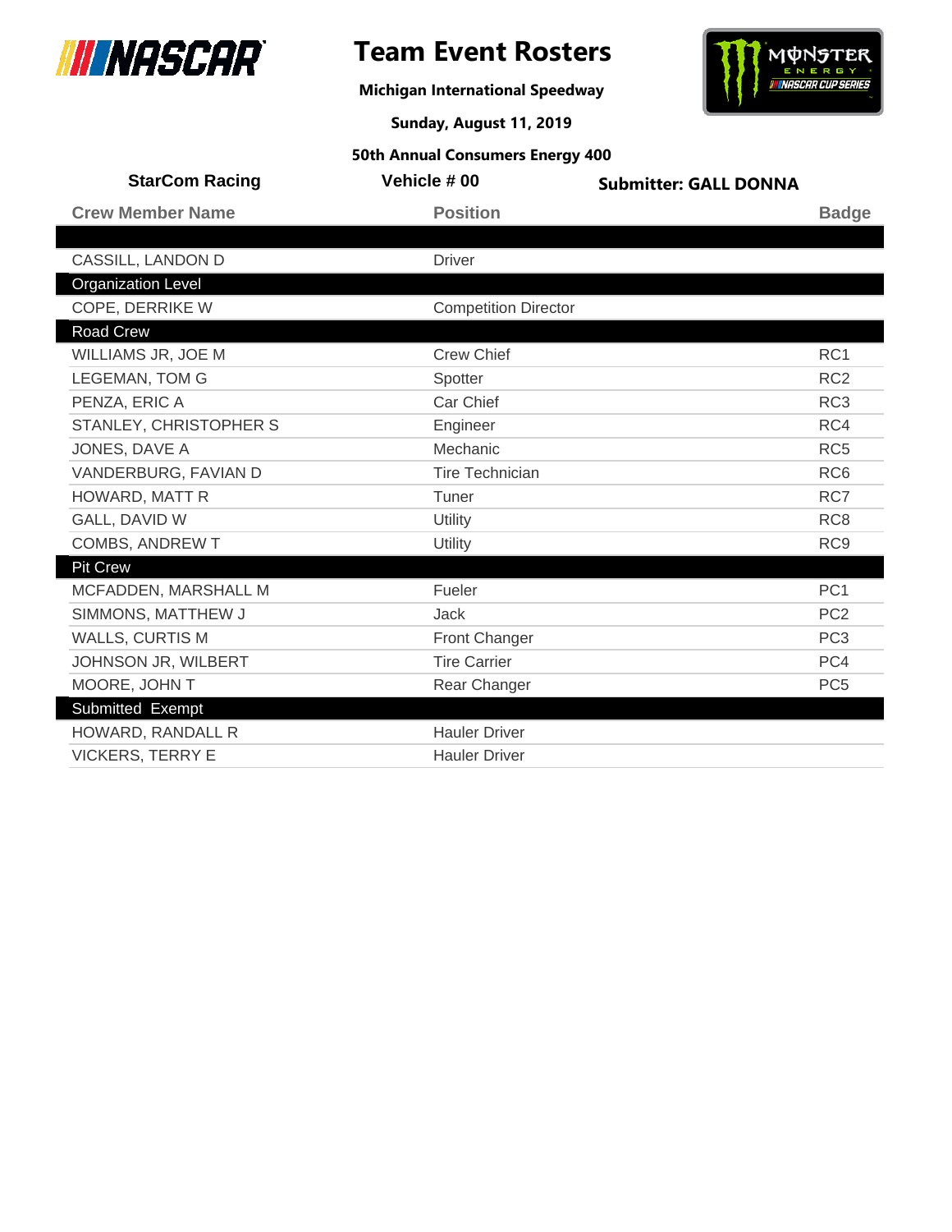# Team Event Rosters

**Michigan International Speedway**

**Sunday, August 11, 2019**

**50th Annual Consumers Energy 400**

**StarCom Racing** | **Vehicle # 00** | **Submitter: GALL DONNA**

| Crew Member Name | Position | Badge |
|---|---|---|
| | | |
| CASSILL, LANDON D | Driver | |
| **Organization Level** | | |
| COPE, DERRIKE W | Competition Director | |
| **Road Crew** | | |
| WILLIAMS JR, JOE M | Crew Chief | RC1 |
| LEGEMAN, TOM G | Spotter | RC2 |
| PENZA, ERIC A | Car Chief | RC3 |
| STANLEY, CHRISTOPHER S | Engineer | RC4 |
| JONES, DAVE A | Mechanic | RC5 |
| VANDERBURG, FAVIAN D | Tire Technician | RC6 |
| HOWARD, MATT R | Tuner | RC7 |
| GALL, DAVID W | Utility | RC8 |
| COMBS, ANDREW T | Utility | RC9 |
| **Pit Crew** | | |
| MCFADDEN, MARSHALL M | Fueler | PC1 |
| SIMMONS, MATTHEW J | Jack | PC2 |
| WALLS, CURTIS M | Front Changer | PC3 |
| JOHNSON JR, WILBERT | Tire Carrier | PC4 |
| MOORE, JOHN T | Rear Changer | PC5 |
| **Submitted Exempt** | | |
| HOWARD, RANDALL R | Hauler Driver | |
| VICKERS, TERRY E | Hauler Driver | |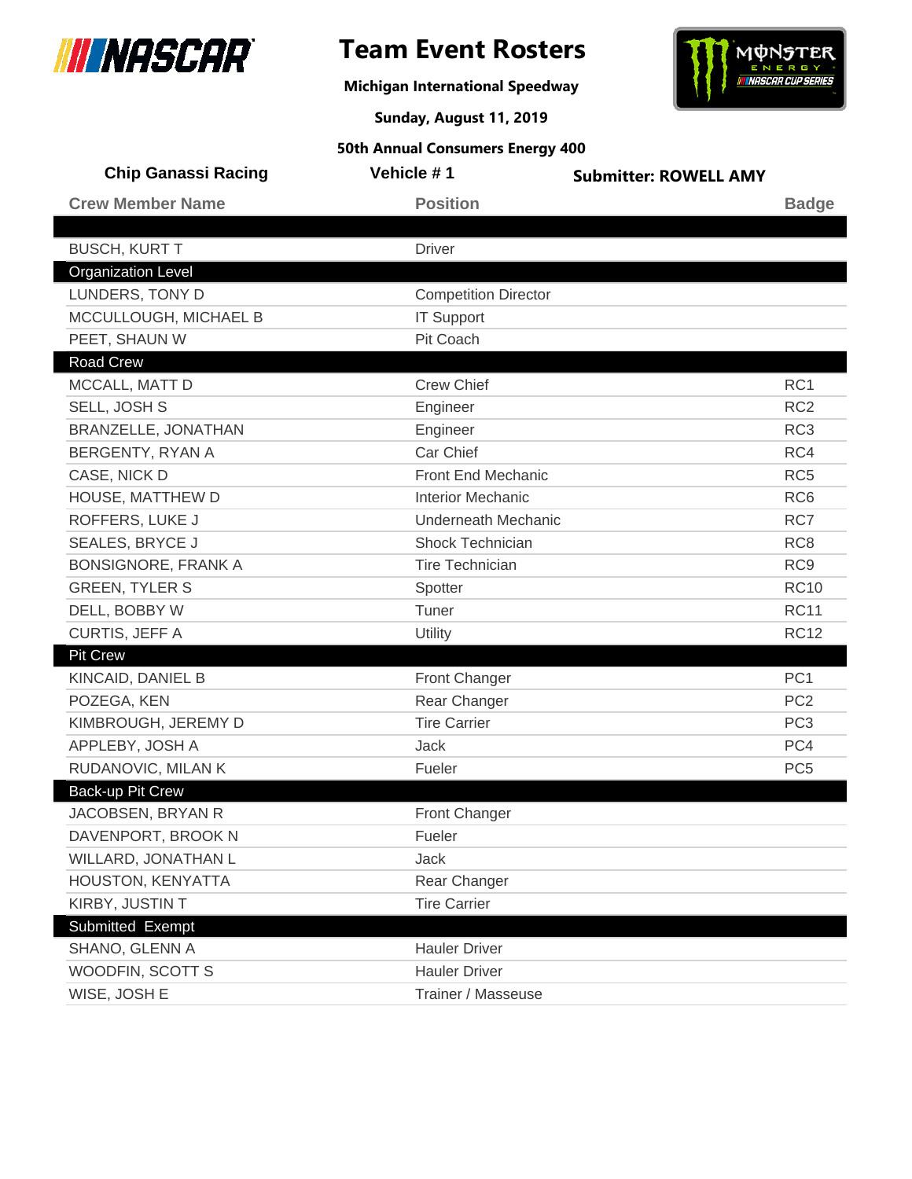# Team Event Rosters

**Michigan International Speedway**

**Sunday, August 11, 2019**

**50th Annual Consumers Energy 400**

**Chip Ganassi Racing** | **Vehicle # 1** | **Submitter: ROWELL AMY**

| Crew Member Name | Position | Badge |
|---|---|---|
| BUSCH, KURT T | Driver | |
| **Organization Level** | | |
| LUNDERS, TONY D | Competition Director | |
| MCCULLOUGH, MICHAEL B | IT Support | |
| PEET, SHAUN W | Pit Coach | |
| **Road Crew** | | |
| MCCALL, MATT D | Crew Chief | RC1 |
| SELL, JOSH S | Engineer | RC2 |
| BRANZELLE, JONATHAN | Engineer | RC3 |
| BERGENTY, RYAN A | Car Chief | RC4 |
| CASE, NICK D | Front End Mechanic | RC5 |
| HOUSE, MATTHEW D | Interior Mechanic | RC6 |
| ROFFERS, LUKE J | Underneath Mechanic | RC7 |
| SEALES, BRYCE J | Shock Technician | RC8 |
| BONSIGNORE, FRANK A | Tire Technician | RC9 |
| GREEN, TYLER S | Spotter | RC10 |
| DELL, BOBBY W | Tuner | RC11 |
| CURTIS, JEFF A | Utility | RC12 |
| **Pit Crew** | | |
| KINCAID, DANIEL B | Front Changer | PC1 |
| POZEGA, KEN | Rear Changer | PC2 |
| KIMBROUGH, JEREMY D | Tire Carrier | PC3 |
| APPLEBY, JOSH A | Jack | PC4 |
| RUDANOVIC, MILAN K | Fueler | PC5 |
| **Back-up Pit Crew** | | |
| JACOBSEN, BRYAN R | Front Changer | |
| DAVENPORT, BROOK N | Fueler | |
| WILLARD, JONATHAN L | Jack | |
| HOUSTON, KENYATTA | Rear Changer | |
| KIRBY, JUSTIN T | Tire Carrier | |
| **Submitted Exempt** | | |
| SHANO, GLENN A | Hauler Driver | |
| WOODFIN, SCOTT S | Hauler Driver | |
| WISE, JOSH E | Trainer / Masseuse | |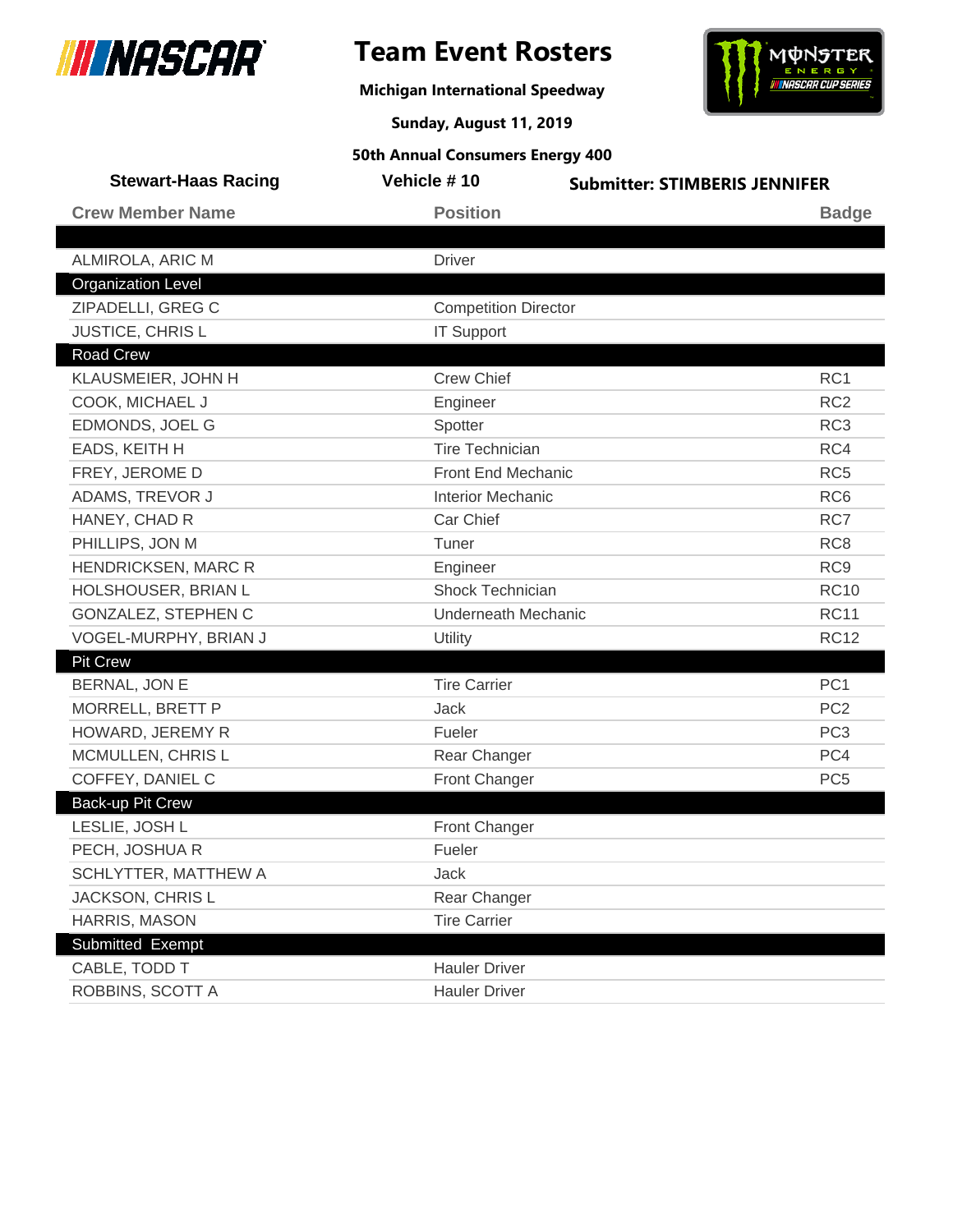# Team Event Rosters

**Michigan International Speedway**

**Sunday, August 11, 2019**

**50th Annual Consumers Energy 400**

**Stewart-Haas Racing** | **Vehicle # 10** | **Submitter: STIMBERIS JENNIFER**

| Crew Member Name | Position | Badge |
|---|---|---|
| ALMIROLA, ARIC M | Driver | |
| **Organization Level** | | |
| ZIPADELLI, GREG C | Competition Director | |
| JUSTICE, CHRIS L | IT Support | |
| **Road Crew** | | |
| KLAUSMEIER, JOHN H | Crew Chief | RC1 |
| COOK, MICHAEL J | Engineer | RC2 |
| EDMONDS, JOEL G | Spotter | RC3 |
| EADS, KEITH H | Tire Technician | RC4 |
| FREY, JEROME D | Front End Mechanic | RC5 |
| ADAMS, TREVOR J | Interior Mechanic | RC6 |
| HANEY, CHAD R | Car Chief | RC7 |
| PHILLIPS, JON M | Tuner | RC8 |
| HENDRICKSEN, MARC R | Engineer | RC9 |
| HOLSHOUSER, BRIAN L | Shock Technician | RC10 |
| GONZALEZ, STEPHEN C | Underneath Mechanic | RC11 |
| VOGEL-MURPHY, BRIAN J | Utility | RC12 |
| **Pit Crew** | | |
| BERNAL, JON E | Tire Carrier | PC1 |
| MORRELL, BRETT P | Jack | PC2 |
| HOWARD, JEREMY R | Fueler | PC3 |
| MCMULLEN, CHRIS L | Rear Changer | PC4 |
| COFFEY, DANIEL C | Front Changer | PC5 |
| **Back-up Pit Crew** | | |
| LESLIE, JOSH L | Front Changer | |
| PECH, JOSHUA R | Fueler | |
| SCHLYTTER, MATTHEW A | Jack | |
| JACKSON, CHRIS L | Rear Changer | |
| HARRIS, MASON | Tire Carrier | |
| **Submitted Exempt** | | |
| CABLE, TODD T | Hauler Driver | |
| ROBBINS, SCOTT A | Hauler Driver | |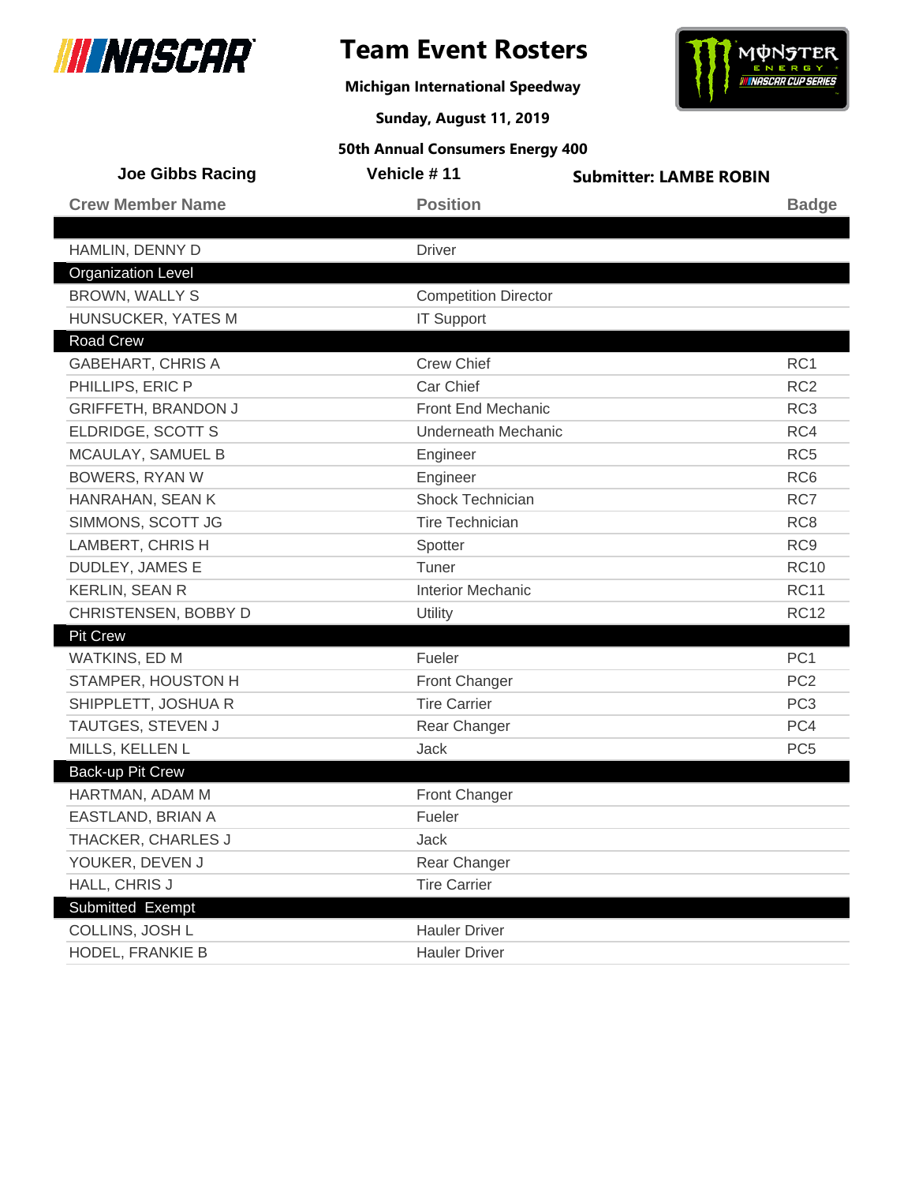# Team Event Rosters

**Michigan International Speedway**

**Sunday, August 11, 2019**

**50th Annual Consumers Energy 400**

**Joe Gibbs Racing** | **Vehicle # 11** | **Submitter: LAMBE ROBIN**

| Crew Member Name | Position | Badge |
|---|---|---|
| | | |
| HAMLIN, DENNY D | Driver | |
| **Organization Level** | | |
| BROWN, WALLY S | Competition Director | |
| HUNSUCKER, YATES M | IT Support | |
| **Road Crew** | | |
| GABEHART, CHRIS A | Crew Chief | RC1 |
| PHILLIPS, ERIC P | Car Chief | RC2 |
| GRIFFETH, BRANDON J | Front End Mechanic | RC3 |
| ELDRIDGE, SCOTT S | Underneath Mechanic | RC4 |
| MCAULAY, SAMUEL B | Engineer | RC5 |
| BOWERS, RYAN W | Engineer | RC6 |
| HANRAHAN, SEAN K | Shock Technician | RC7 |
| SIMMONS, SCOTT JG | Tire Technician | RC8 |
| LAMBERT, CHRIS H | Spotter | RC9 |
| DUDLEY, JAMES E | Tuner | RC10 |
| KERLIN, SEAN R | Interior Mechanic | RC11 |
| CHRISTENSEN, BOBBY D | Utility | RC12 |
| **Pit Crew** | | |
| WATKINS, ED M | Fueler | PC1 |
| STAMPER, HOUSTON H | Front Changer | PC2 |
| SHIPPLETT, JOSHUA R | Tire Carrier | PC3 |
| TAUTGES, STEVEN J | Rear Changer | PC4 |
| MILLS, KELLEN L | Jack | PC5 |
| **Back-up Pit Crew** | | |
| HARTMAN, ADAM M | Front Changer | |
| EASTLAND, BRIAN A | Fueler | |
| THACKER, CHARLES J | Jack | |
| YOUKER, DEVEN J | Rear Changer | |
| HALL, CHRIS J | Tire Carrier | |
| **Submitted Exempt** | | |
| COLLINS, JOSH L | Hauler Driver | |
| HODEL, FRANKIE B | Hauler Driver | |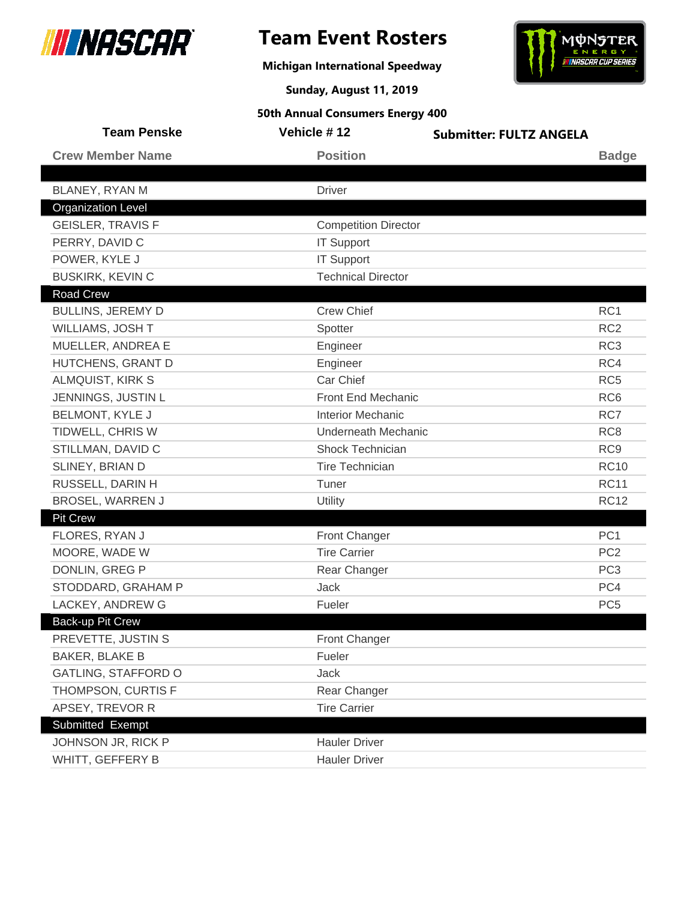# Team Event Rosters

**Michigan International Speedway**

**Sunday, August 11, 2019**

**50th Annual Consumers Energy 400**

**Team Penske** | **Vehicle # 12** | **Submitter: FULTZ ANGELA**

| Crew Member Name | Position | Badge |
|---|---|---|
| | | |
| BLANEY, RYAN M | Driver | |
| **Organization Level** | | |
| GEISLER, TRAVIS F | Competition Director | |
| PERRY, DAVID C | IT Support | |
| POWER, KYLE J | IT Support | |
| BUSKIRK, KEVIN C | Technical Director | |
| **Road Crew** | | |
| BULLINS, JEREMY D | Crew Chief | RC1 |
| WILLIAMS, JOSH T | Spotter | RC2 |
| MUELLER, ANDREA E | Engineer | RC3 |
| HUTCHENS, GRANT D | Engineer | RC4 |
| ALMQUIST, KIRK S | Car Chief | RC5 |
| JENNINGS, JUSTIN L | Front End Mechanic | RC6 |
| BELMONT, KYLE J | Interior Mechanic | RC7 |
| TIDWELL, CHRIS W | Underneath Mechanic | RC8 |
| STILLMAN, DAVID C | Shock Technician | RC9 |
| SLINEY, BRIAN D | Tire Technician | RC10 |
| RUSSELL, DARIN H | Tuner | RC11 |
| BROSEL, WARREN J | Utility | RC12 |
| **Pit Crew** | | |
| FLORES, RYAN J | Front Changer | PC1 |
| MOORE, WADE W | Tire Carrier | PC2 |
| DONLIN, GREG P | Rear Changer | PC3 |
| STODDARD, GRAHAM P | Jack | PC4 |
| LACKEY, ANDREW G | Fueler | PC5 |
| **Back-up Pit Crew** | | |
| PREVETTE, JUSTIN S | Front Changer | |
| BAKER, BLAKE B | Fueler | |
| GATLING, STAFFORD O | Jack | |
| THOMPSON, CURTIS F | Rear Changer | |
| APSEY, TREVOR R | Tire Carrier | |
| **Submitted Exempt** | | |
| JOHNSON JR, RICK P | Hauler Driver | |
| WHITT, GEFFERY B | Hauler Driver | |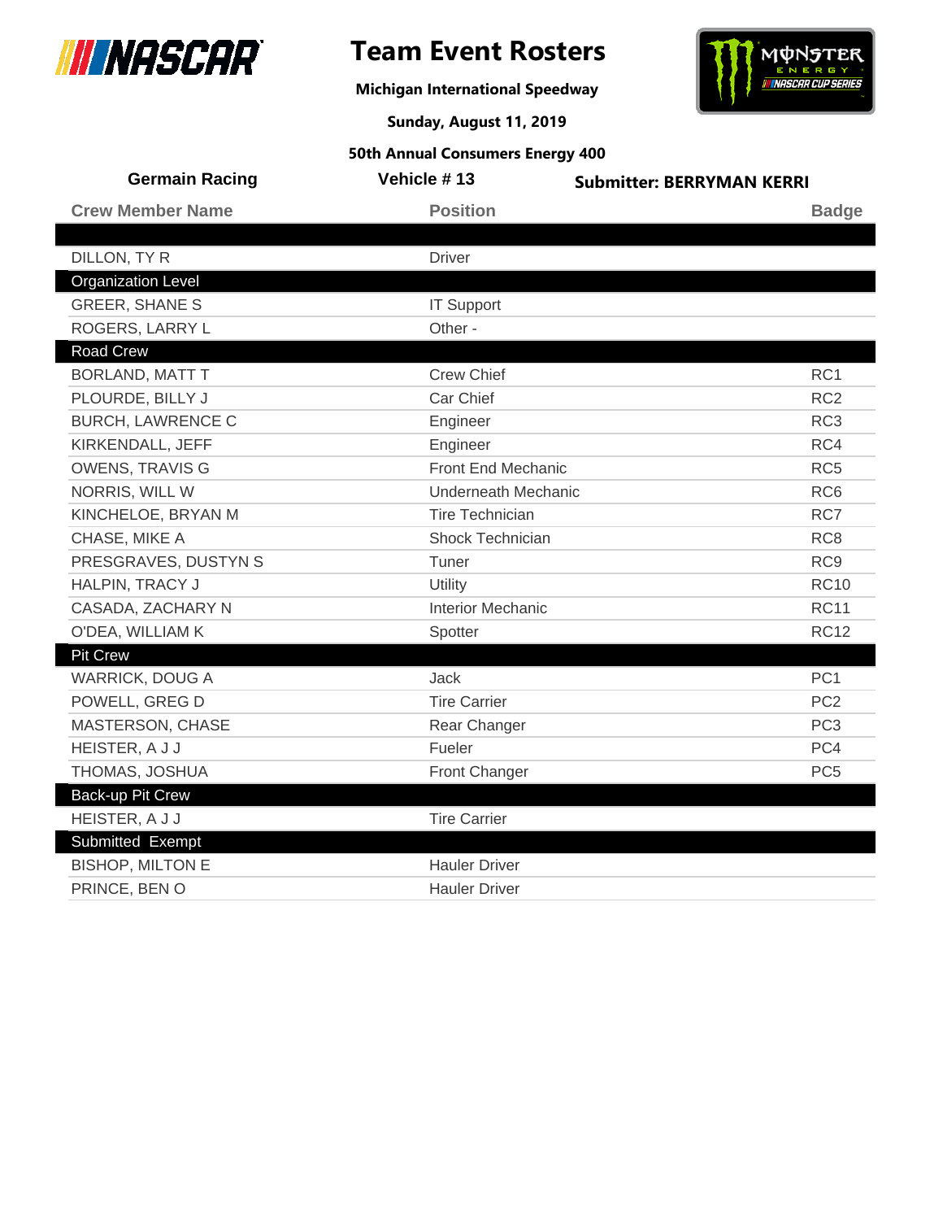# Team Event Rosters

**Michigan International Speedway**

**Sunday, August 11, 2019**

**50th Annual Consumers Energy 400**

**Germain Racing** | **Vehicle # 13** | **Submitter: BERRYMAN KERRI**

| Crew Member Name | Position | Badge |
|---|---|---|
| | | |
| DILLON, TY R | Driver | |
| **Organization Level** | | |
| GREER, SHANE S | IT Support | |
| ROGERS, LARRY L | Other - | |
| **Road Crew** | | |
| BORLAND, MATT T | Crew Chief | RC1 |
| PLOURDE, BILLY J | Car Chief | RC2 |
| BURCH, LAWRENCE C | Engineer | RC3 |
| KIRKENDALL, JEFF | Engineer | RC4 |
| OWENS, TRAVIS G | Front End Mechanic | RC5 |
| NORRIS, WILL W | Underneath Mechanic | RC6 |
| KINCHELOE, BRYAN M | Tire Technician | RC7 |
| CHASE, MIKE A | Shock Technician | RC8 |
| PRESGRAVES, DUSTYN S | Tuner | RC9 |
| HALPIN, TRACY J | Utility | RC10 |
| CASADA, ZACHARY N | Interior Mechanic | RC11 |
| O'DEA, WILLIAM K | Spotter | RC12 |
| **Pit Crew** | | |
| WARRICK, DOUG A | Jack | PC1 |
| POWELL, GREG D | Tire Carrier | PC2 |
| MASTERSON, CHASE | Rear Changer | PC3 |
| HEISTER, A J J | Fueler | PC4 |
| THOMAS, JOSHUA | Front Changer | PC5 |
| **Back-up Pit Crew** | | |
| HEISTER, A J J | Tire Carrier | |
| **Submitted Exempt** | | |
| BISHOP, MILTON E | Hauler Driver | |
| PRINCE, BEN O | Hauler Driver | |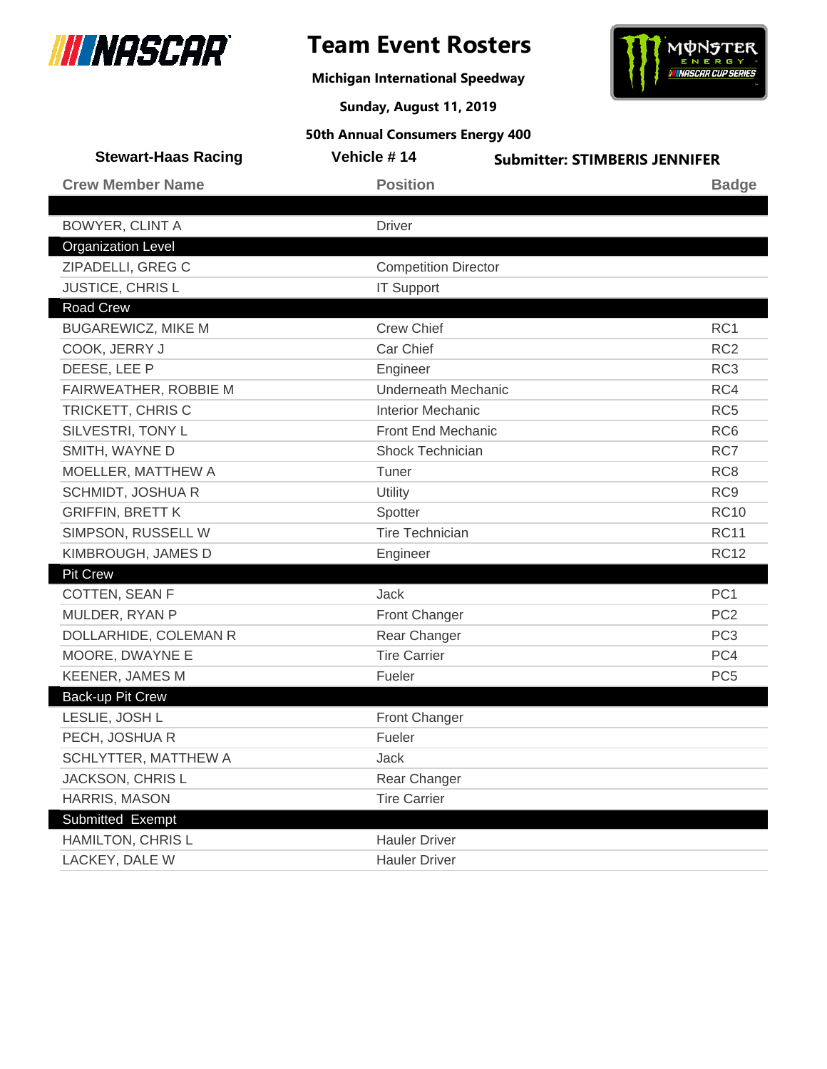# Team Event Rosters

**Michigan International Speedway**

**Sunday, August 11, 2019**

**50th Annual Consumers Energy 400**

**Stewart-Haas Racing** | **Vehicle # 14** | **Submitter: STIMBERIS JENNIFER**

| Crew Member Name | Position | Badge |
|---|---|---|
| | | |
| BOWYER, CLINT A | Driver | |
| **Organization Level** | | |
| ZIPADELLI, GREG C | Competition Director | |
| JUSTICE, CHRIS L | IT Support | |
| **Road Crew** | | |
| BUGAREWICZ, MIKE M | Crew Chief | RC1 |
| COOK, JERRY J | Car Chief | RC2 |
| DEESE, LEE P | Engineer | RC3 |
| FAIRWEATHER, ROBBIE M | Underneath Mechanic | RC4 |
| TRICKETT, CHRIS C | Interior Mechanic | RC5 |
| SILVESTRI, TONY L | Front End Mechanic | RC6 |
| SMITH, WAYNE D | Shock Technician | RC7 |
| MOELLER, MATTHEW A | Tuner | RC8 |
| SCHMIDT, JOSHUA R | Utility | RC9 |
| GRIFFIN, BRETT K | Spotter | RC10 |
| SIMPSON, RUSSELL W | Tire Technician | RC11 |
| KIMBROUGH, JAMES D | Engineer | RC12 |
| **Pit Crew** | | |
| COTTEN, SEAN F | Jack | PC1 |
| MULDER, RYAN P | Front Changer | PC2 |
| DOLLARHIDE, COLEMAN R | Rear Changer | PC3 |
| MOORE, DWAYNE E | Tire Carrier | PC4 |
| KEENER, JAMES M | Fueler | PC5 |
| **Back-up Pit Crew** | | |
| LESLIE, JOSH L | Front Changer | |
| PECH, JOSHUA R | Fueler | |
| SCHLYTTER, MATTHEW A | Jack | |
| JACKSON, CHRIS L | Rear Changer | |
| HARRIS, MASON | Tire Carrier | |
| **Submitted Exempt** | | |
| HAMILTON, CHRIS L | Hauler Driver | |
| LACKEY, DALE W | Hauler Driver | |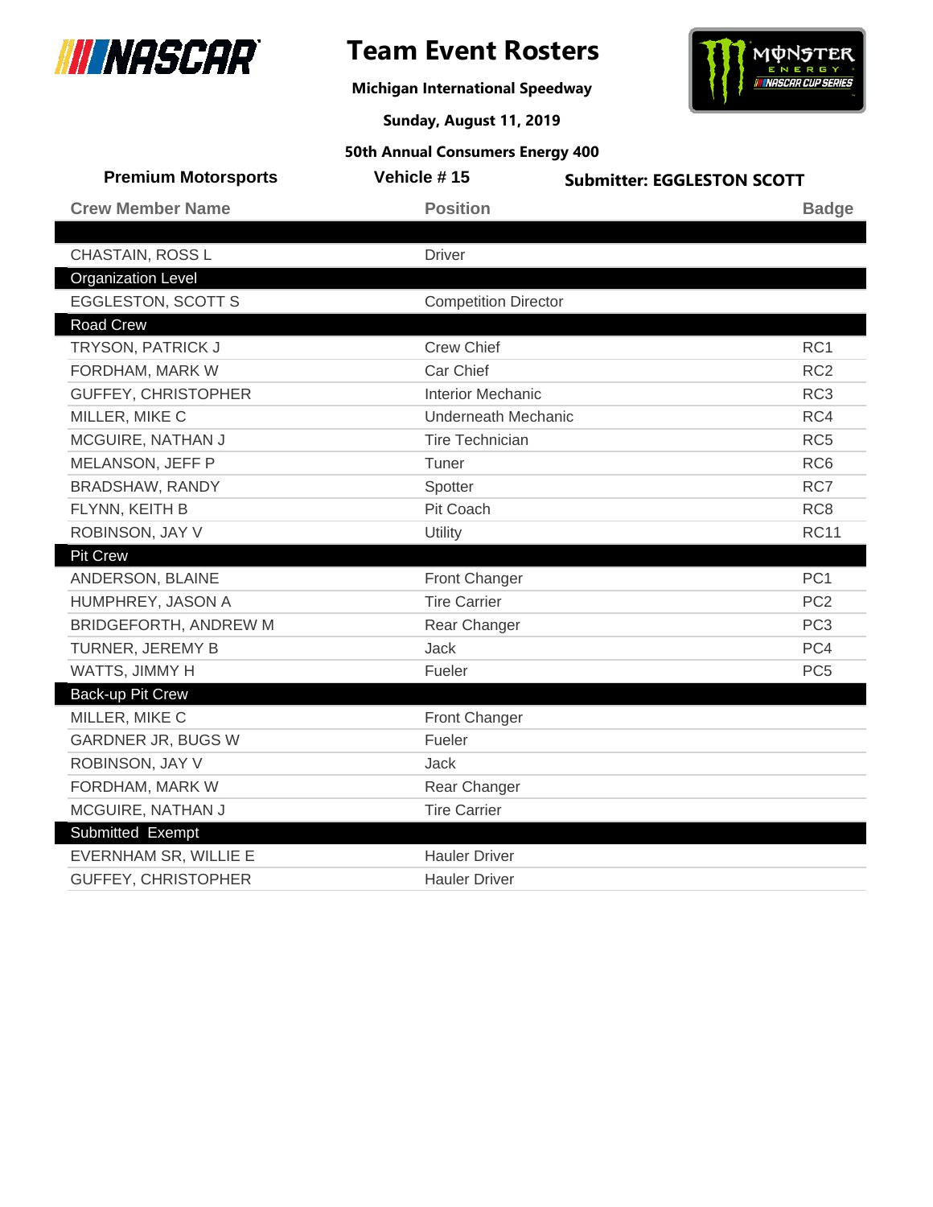# Team Event Rosters

**Michigan International Speedway**

**Sunday, August 11, 2019**

**50th Annual Consumers Energy 400**

**Premium Motorsports** | **Vehicle # 15** | **Submitter: EGGLESTON SCOTT**

| Crew Member Name | Position | Badge |
|---|---|---|
| | | |
| CHASTAIN, ROSS L | Driver | |
| **Organization Level** | | |
| EGGLESTON, SCOTT S | Competition Director | |
| **Road Crew** | | |
| TRYSON, PATRICK J | Crew Chief | RC1 |
| FORDHAM, MARK W | Car Chief | RC2 |
| GUFFEY, CHRISTOPHER | Interior Mechanic | RC3 |
| MILLER, MIKE C | Underneath Mechanic | RC4 |
| MCGUIRE, NATHAN J | Tire Technician | RC5 |
| MELANSON, JEFF P | Tuner | RC6 |
| BRADSHAW, RANDY | Spotter | RC7 |
| FLYNN, KEITH B | Pit Coach | RC8 |
| ROBINSON, JAY V | Utility | RC11 |
| **Pit Crew** | | |
| ANDERSON, BLAINE | Front Changer | PC1 |
| HUMPHREY, JASON A | Tire Carrier | PC2 |
| BRIDGEFORTH, ANDREW M | Rear Changer | PC3 |
| TURNER, JEREMY B | Jack | PC4 |
| WATTS, JIMMY H | Fueler | PC5 |
| **Back-up Pit Crew** | | |
| MILLER, MIKE C | Front Changer | |
| GARDNER JR, BUGS W | Fueler | |
| ROBINSON, JAY V | Jack | |
| FORDHAM, MARK W | Rear Changer | |
| MCGUIRE, NATHAN J | Tire Carrier | |
| **Submitted Exempt** | | |
| EVERNHAM SR, WILLIE E | Hauler Driver | |
| GUFFEY, CHRISTOPHER | Hauler Driver | |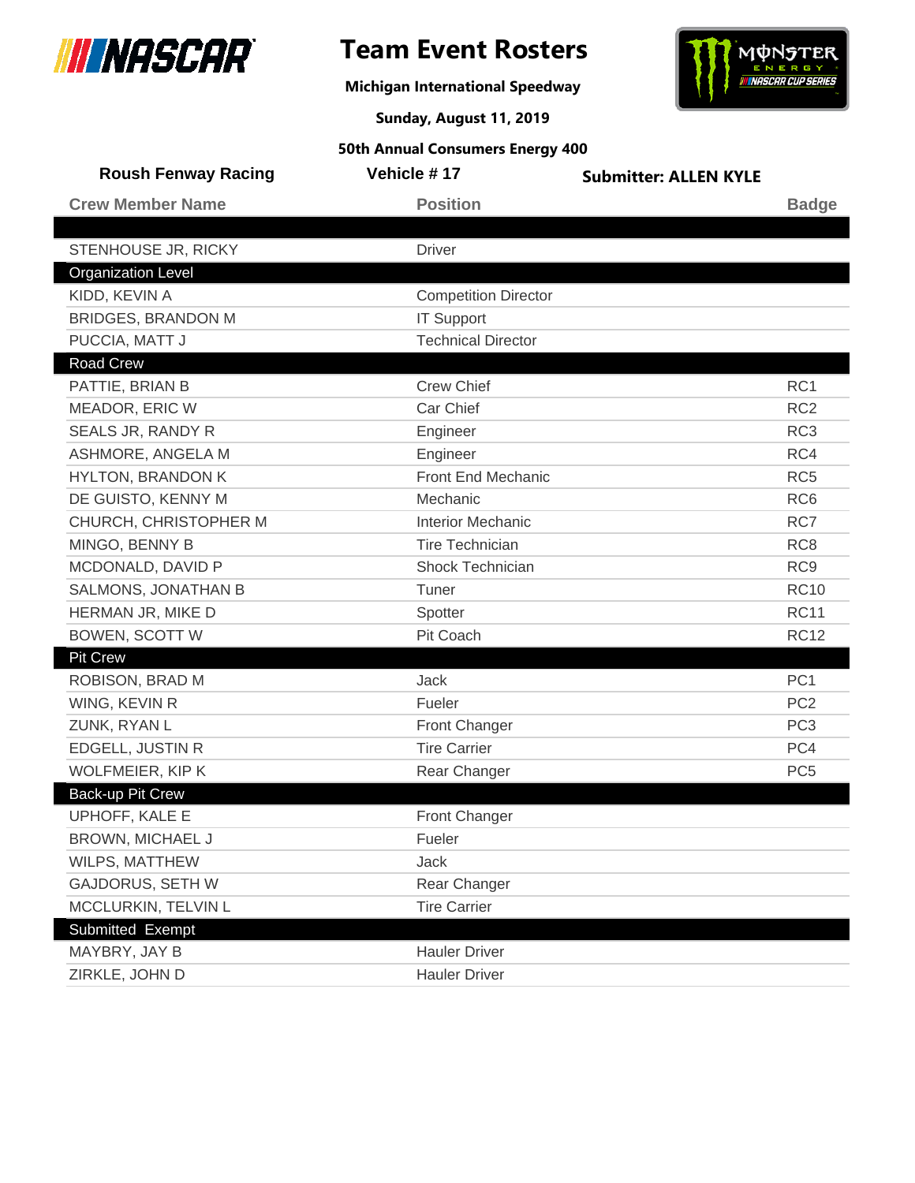# Team Event Rosters

**Michigan International Speedway**

**Sunday, August 11, 2019**

**50th Annual Consumers Energy 400**

**Roush Fenway Racing** | **Vehicle # 17** | **Submitter: ALLEN KYLE**

| Crew Member Name | Position | Badge |
|---|---|---|
| | | |
| STENHOUSE JR, RICKY | Driver | |
| **Organization Level** | | |
| KIDD, KEVIN A | Competition Director | |
| BRIDGES, BRANDON M | IT Support | |
| PUCCIA, MATT J | Technical Director | |
| **Road Crew** | | |
| PATTIE, BRIAN B | Crew Chief | RC1 |
| MEADOR, ERIC W | Car Chief | RC2 |
| SEALS JR, RANDY R | Engineer | RC3 |
| ASHMORE, ANGELA M | Engineer | RC4 |
| HYLTON, BRANDON K | Front End Mechanic | RC5 |
| DE GUISTO, KENNY M | Mechanic | RC6 |
| CHURCH, CHRISTOPHER M | Interior Mechanic | RC7 |
| MINGO, BENNY B | Tire Technician | RC8 |
| MCDONALD, DAVID P | Shock Technician | RC9 |
| SALMONS, JONATHAN B | Tuner | RC10 |
| HERMAN JR, MIKE D | Spotter | RC11 |
| BOWEN, SCOTT W | Pit Coach | RC12 |
| **Pit Crew** | | |
| ROBISON, BRAD M | Jack | PC1 |
| WING, KEVIN R | Fueler | PC2 |
| ZUNK, RYAN L | Front Changer | PC3 |
| EDGELL, JUSTIN R | Tire Carrier | PC4 |
| WOLFMEIER, KIP K | Rear Changer | PC5 |
| **Back-up Pit Crew** | | |
| UPHOFF, KALE E | Front Changer | |
| BROWN, MICHAEL J | Fueler | |
| WILPS, MATTHEW | Jack | |
| GAJDORUS, SETH W | Rear Changer | |
| MCCLURKIN, TELVIN L | Tire Carrier | |
| **Submitted Exempt** | | |
| MAYBRY, JAY B | Hauler Driver | |
| ZIRKLE, JOHN D | Hauler Driver | |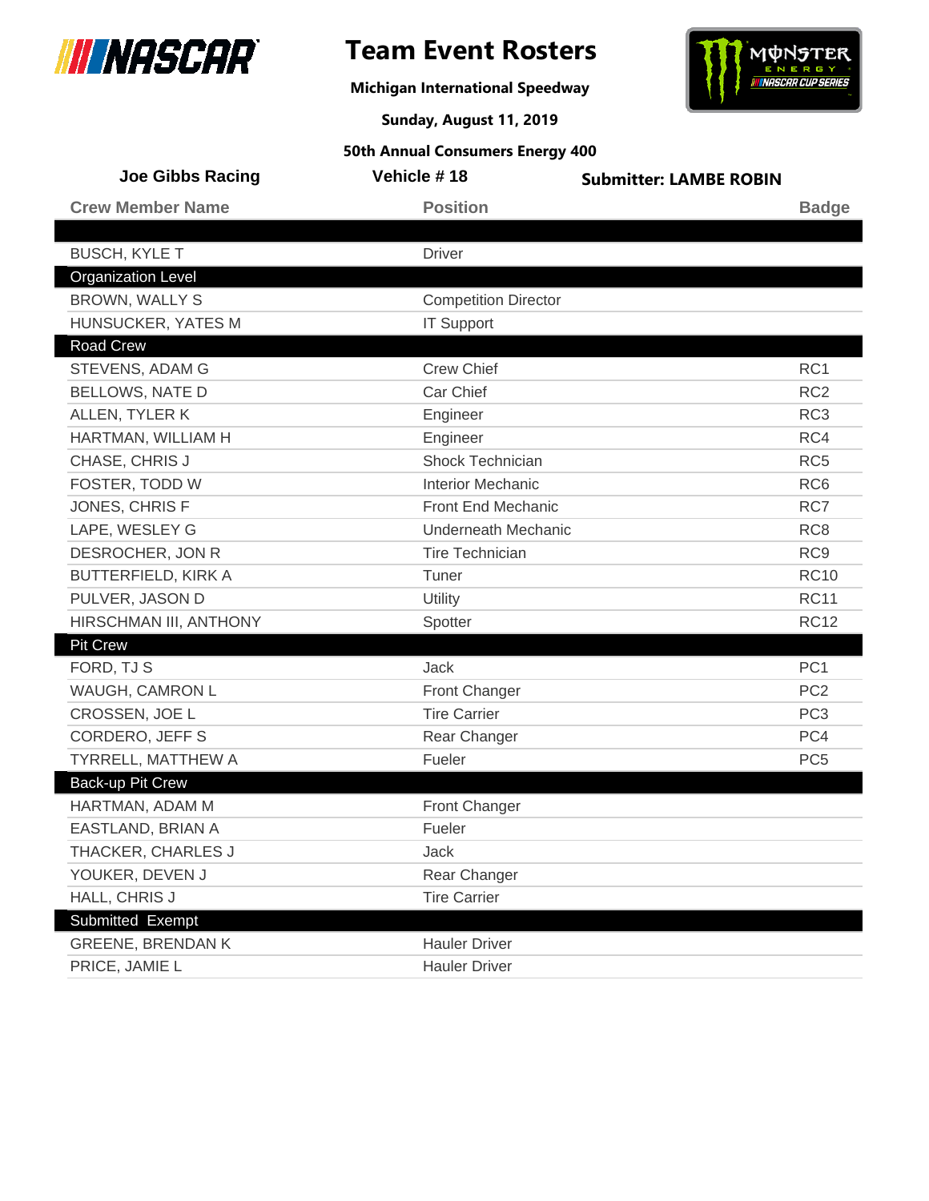# Team Event Rosters

**Michigan International Speedway**

**Sunday, August 11, 2019**

**50th Annual Consumers Energy 400**

**Joe Gibbs Racing** | **Vehicle # 18** | **Submitter: LAMBE ROBIN**

| Crew Member Name | Position | Badge |
|---|---|---|
| | | |
| BUSCH, KYLE T | Driver | |
| **Organization Level** | | |
| BROWN, WALLY S | Competition Director | |
| HUNSUCKER, YATES M | IT Support | |
| **Road Crew** | | |
| STEVENS, ADAM G | Crew Chief | RC1 |
| BELLOWS, NATE D | Car Chief | RC2 |
| ALLEN, TYLER K | Engineer | RC3 |
| HARTMAN, WILLIAM H | Engineer | RC4 |
| CHASE, CHRIS J | Shock Technician | RC5 |
| FOSTER, TODD W | Interior Mechanic | RC6 |
| JONES, CHRIS F | Front End Mechanic | RC7 |
| LAPE, WESLEY G | Underneath Mechanic | RC8 |
| DESROCHER, JON R | Tire Technician | RC9 |
| BUTTERFIELD, KIRK A | Tuner | RC10 |
| PULVER, JASON D | Utility | RC11 |
| HIRSCHMAN III, ANTHONY | Spotter | RC12 |
| **Pit Crew** | | |
| FORD, TJ S | Jack | PC1 |
| WAUGH, CAMRON L | Front Changer | PC2 |
| CROSSEN, JOE L | Tire Carrier | PC3 |
| CORDERO, JEFF S | Rear Changer | PC4 |
| TYRRELL, MATTHEW A | Fueler | PC5 |
| **Back-up Pit Crew** | | |
| HARTMAN, ADAM M | Front Changer | |
| EASTLAND, BRIAN A | Fueler | |
| THACKER, CHARLES J | Jack | |
| YOUKER, DEVEN J | Rear Changer | |
| HALL, CHRIS J | Tire Carrier | |
| **Submitted Exempt** | | |
| GREENE, BRENDAN K | Hauler Driver | |
| PRICE, JAMIE L | Hauler Driver | |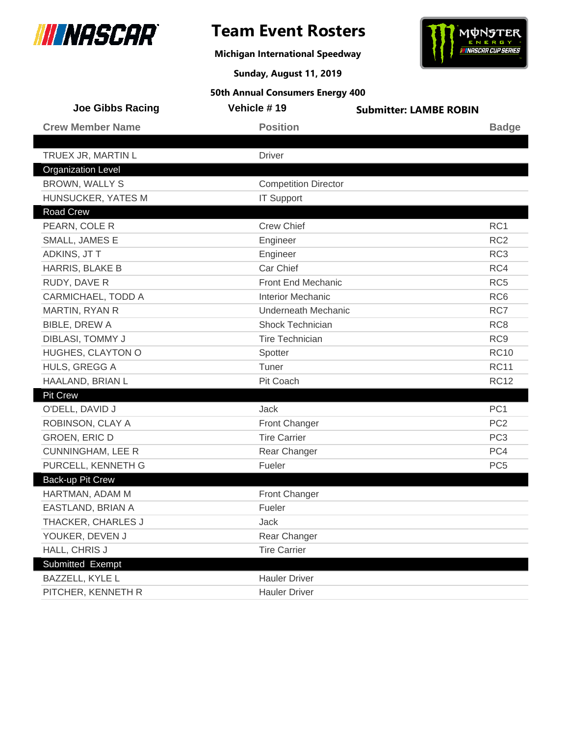# Team Event Rosters

**Michigan International Speedway**

**Sunday, August 11, 2019**

**50th Annual Consumers Energy 400**

**Joe Gibbs Racing** | **Vehicle # 19** | **Submitter: LAMBE ROBIN**

| Crew Member Name | Position | Badge |
|---|---|---|
| TRUEX JR, MARTIN L | Driver | |
| **Organization Level** | | |
| BROWN, WALLY S | Competition Director | |
| HUNSUCKER, YATES M | IT Support | |
| **Road Crew** | | |
| PEARN, COLE R | Crew Chief | RC1 |
| SMALL, JAMES E | Engineer | RC2 |
| ADKINS, JT T | Engineer | RC3 |
| HARRIS, BLAKE B | Car Chief | RC4 |
| RUDY, DAVE R | Front End Mechanic | RC5 |
| CARMICHAEL, TODD A | Interior Mechanic | RC6 |
| MARTIN, RYAN R | Underneath Mechanic | RC7 |
| BIBLE, DREW A | Shock Technician | RC8 |
| DIBLASI, TOMMY J | Tire Technician | RC9 |
| HUGHES, CLAYTON O | Spotter | RC10 |
| HULS, GREGG A | Tuner | RC11 |
| HAALAND, BRIAN L | Pit Coach | RC12 |
| **Pit Crew** | | |
| O'DELL, DAVID J | Jack | PC1 |
| ROBINSON, CLAY A | Front Changer | PC2 |
| GROEN, ERIC D | Tire Carrier | PC3 |
| CUNNINGHAM, LEE R | Rear Changer | PC4 |
| PURCELL, KENNETH G | Fueler | PC5 |
| **Back-up Pit Crew** | | |
| HARTMAN, ADAM M | Front Changer | |
| EASTLAND, BRIAN A | Fueler | |
| THACKER, CHARLES J | Jack | |
| YOUKER, DEVEN J | Rear Changer | |
| HALL, CHRIS J | Tire Carrier | |
| **Submitted Exempt** | | |
| BAZZELL, KYLE L | Hauler Driver | |
| PITCHER, KENNETH R | Hauler Driver | |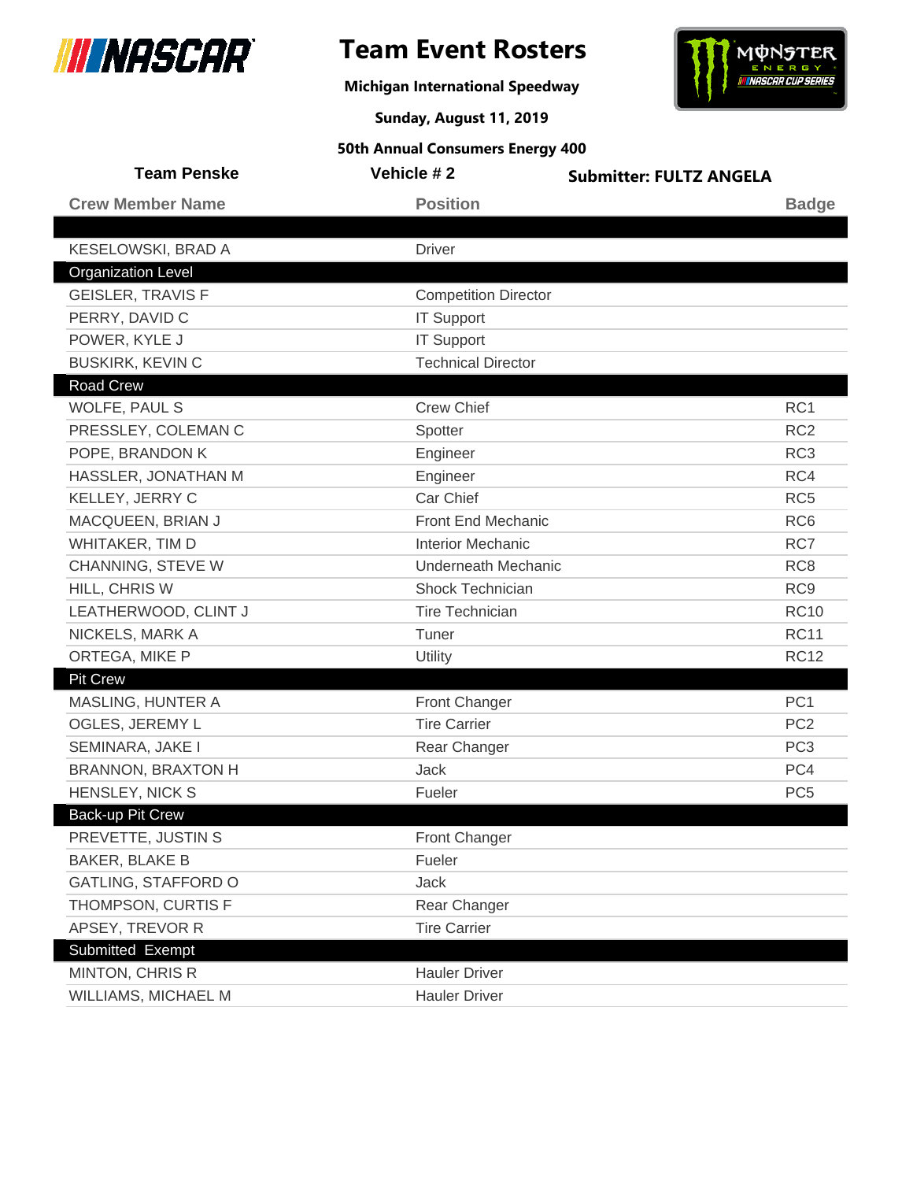# Team Event Rosters

**Michigan International Speedway**

**Sunday, August 11, 2019**

**50th Annual Consumers Energy 400**

**Team Penske** | **Vehicle # 2** | **Submitter: FULTZ ANGELA**

| Crew Member Name | Position | Badge |
|---|---|---|
| KESELOWSKI, BRAD A | Driver | |
| **Organization Level** | | |
| GEISLER, TRAVIS F | Competition Director | |
| PERRY, DAVID C | IT Support | |
| POWER, KYLE J | IT Support | |
| BUSKIRK, KEVIN C | Technical Director | |
| **Road Crew** | | |
| WOLFE, PAUL S | Crew Chief | RC1 |
| PRESSLEY, COLEMAN C | Spotter | RC2 |
| POPE, BRANDON K | Engineer | RC3 |
| HASSLER, JONATHAN M | Engineer | RC4 |
| KELLEY, JERRY C | Car Chief | RC5 |
| MACQUEEN, BRIAN J | Front End Mechanic | RC6 |
| WHITAKER, TIM D | Interior Mechanic | RC7 |
| CHANNING, STEVE W | Underneath Mechanic | RC8 |
| HILL, CHRIS W | Shock Technician | RC9 |
| LEATHERWOOD, CLINT J | Tire Technician | RC10 |
| NICKELS, MARK A | Tuner | RC11 |
| ORTEGA, MIKE P | Utility | RC12 |
| **Pit Crew** | | |
| MASLING, HUNTER A | Front Changer | PC1 |
| OGLES, JEREMY L | Tire Carrier | PC2 |
| SEMINARA, JAKE I | Rear Changer | PC3 |
| BRANNON, BRAXTON H | Jack | PC4 |
| HENSLEY, NICK S | Fueler | PC5 |
| **Back-up Pit Crew** | | |
| PREVETTE, JUSTIN S | Front Changer | |
| BAKER, BLAKE B | Fueler | |
| GATLING, STAFFORD O | Jack | |
| THOMPSON, CURTIS F | Rear Changer | |
| APSEY, TREVOR R | Tire Carrier | |
| **Submitted Exempt** | | |
| MINTON, CHRIS R | Hauler Driver | |
| WILLIAMS, MICHAEL M | Hauler Driver | |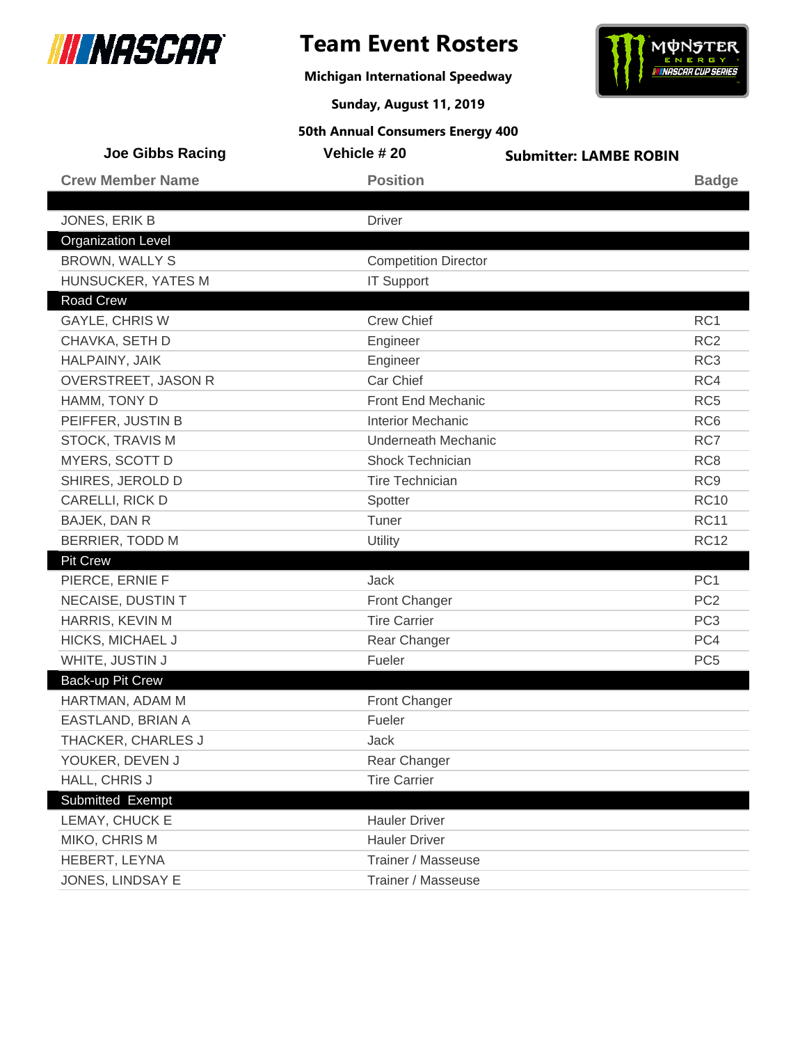# Team Event Rosters

**Michigan International Speedway**

**Sunday, August 11, 2019**

**50th Annual Consumers Energy 400**

**Joe Gibbs Racing** | **Vehicle # 20** | **Submitter: LAMBE ROBIN**

| Crew Member Name | Position | Badge |
|---|---|---|
| | | |
| JONES, ERIK B | Driver | |
| **Organization Level** | | |
| BROWN, WALLY S | Competition Director | |
| HUNSUCKER, YATES M | IT Support | |
| **Road Crew** | | |
| GAYLE, CHRIS W | Crew Chief | RC1 |
| CHAVKA, SETH D | Engineer | RC2 |
| HALPAINY, JAIK | Engineer | RC3 |
| OVERSTREET, JASON R | Car Chief | RC4 |
| HAMM, TONY D | Front End Mechanic | RC5 |
| PEIFFER, JUSTIN B | Interior Mechanic | RC6 |
| STOCK, TRAVIS M | Underneath Mechanic | RC7 |
| MYERS, SCOTT D | Shock Technician | RC8 |
| SHIRES, JEROLD D | Tire Technician | RC9 |
| CARELLI, RICK D | Spotter | RC10 |
| BAJEK, DAN R | Tuner | RC11 |
| BERRIER, TODD M | Utility | RC12 |
| **Pit Crew** | | |
| PIERCE, ERNIE F | Jack | PC1 |
| NECAISE, DUSTIN T | Front Changer | PC2 |
| HARRIS, KEVIN M | Tire Carrier | PC3 |
| HICKS, MICHAEL J | Rear Changer | PC4 |
| WHITE, JUSTIN J | Fueler | PC5 |
| **Back-up Pit Crew** | | |
| HARTMAN, ADAM M | Front Changer | |
| EASTLAND, BRIAN A | Fueler | |
| THACKER, CHARLES J | Jack | |
| YOUKER, DEVEN J | Rear Changer | |
| HALL, CHRIS J | Tire Carrier | |
| **Submitted Exempt** | | |
| LEMAY, CHUCK E | Hauler Driver | |
| MIKO, CHRIS M | Hauler Driver | |
| HEBERT, LEYNA | Trainer / Masseuse | |
| JONES, LINDSAY E | Trainer / Masseuse | |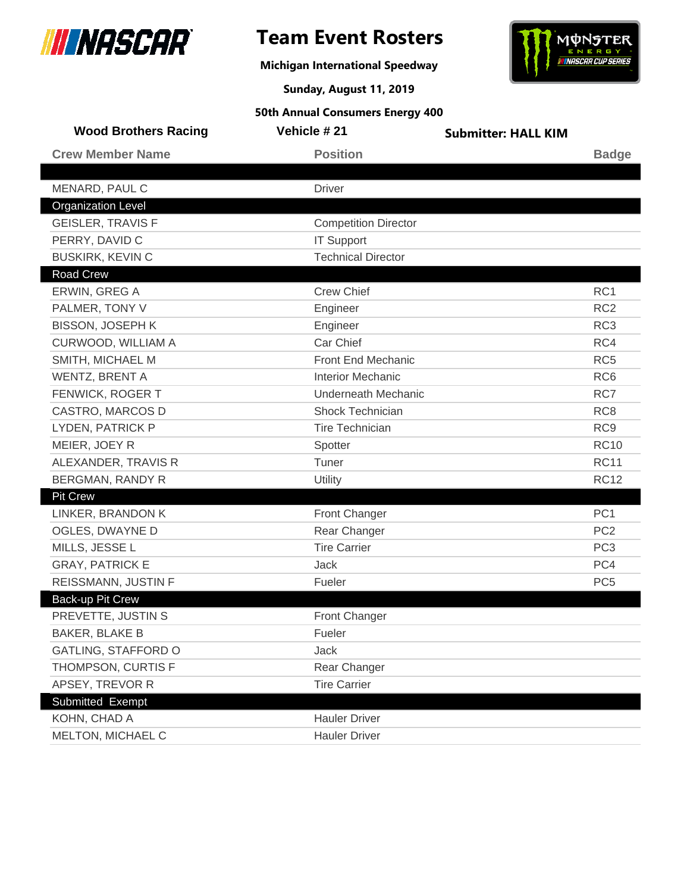# Team Event Rosters

**Michigan International Speedway**

**Sunday, August 11, 2019**

**50th Annual Consumers Energy 400**

**Wood Brothers Racing** | **Vehicle # 21** | **Submitter: HALL KIM**

| Crew Member Name | Position | Badge |
|---|---|---|
| | | |
| MENARD, PAUL C | Driver | |
| **Organization Level** | | |
| GEISLER, TRAVIS F | Competition Director | |
| PERRY, DAVID C | IT Support | |
| BUSKIRK, KEVIN C | Technical Director | |
| **Road Crew** | | |
| ERWIN, GREG A | Crew Chief | RC1 |
| PALMER, TONY V | Engineer | RC2 |
| BISSON, JOSEPH K | Engineer | RC3 |
| CURWOOD, WILLIAM A | Car Chief | RC4 |
| SMITH, MICHAEL M | Front End Mechanic | RC5 |
| WENTZ, BRENT A | Interior Mechanic | RC6 |
| FENWICK, ROGER T | Underneath Mechanic | RC7 |
| CASTRO, MARCOS D | Shock Technician | RC8 |
| LYDEN, PATRICK P | Tire Technician | RC9 |
| MEIER, JOEY R | Spotter | RC10 |
| ALEXANDER, TRAVIS R | Tuner | RC11 |
| BERGMAN, RANDY R | Utility | RC12 |
| **Pit Crew** | | |
| LINKER, BRANDON K | Front Changer | PC1 |
| OGLES, DWAYNE D | Rear Changer | PC2 |
| MILLS, JESSE L | Tire Carrier | PC3 |
| GRAY, PATRICK E | Jack | PC4 |
| REISSMANN, JUSTIN F | Fueler | PC5 |
| **Back-up Pit Crew** | | |
| PREVETTE, JUSTIN S | Front Changer | |
| BAKER, BLAKE B | Fueler | |
| GATLING, STAFFORD O | Jack | |
| THOMPSON, CURTIS F | Rear Changer | |
| APSEY, TREVOR R | Tire Carrier | |
| **Submitted Exempt** | | |
| KOHN, CHAD A | Hauler Driver | |
| MELTON, MICHAEL C | Hauler Driver | |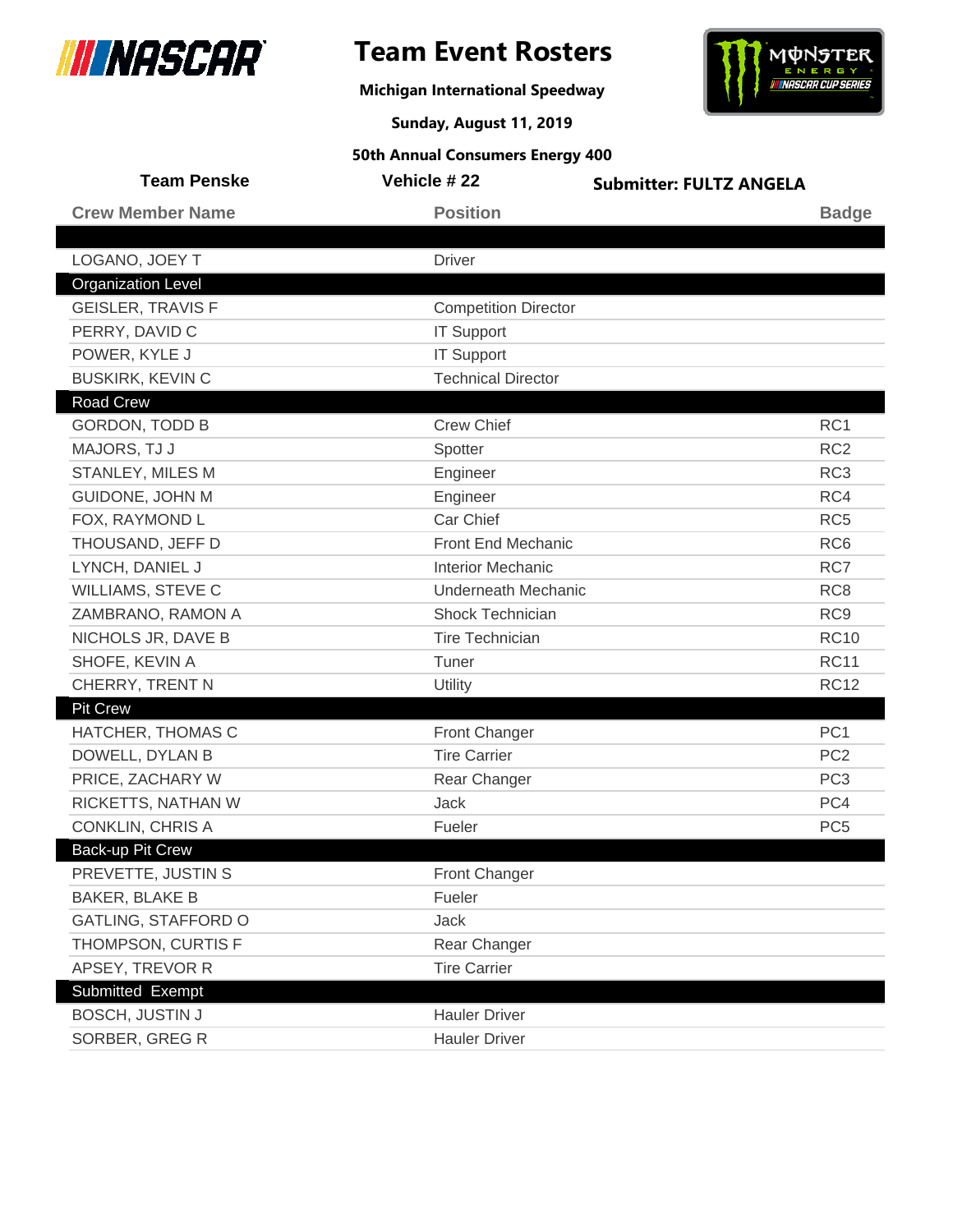# Team Event Rosters

**Michigan International Speedway**

**Sunday, August 11, 2019**

**50th Annual Consumers Energy 400**

**Team Penske** | **Vehicle # 22** | **Submitter: FULTZ ANGELA**

| Crew Member Name | Position | Badge |
|---|---|---|
| LOGANO, JOEY T | Driver | |
| **Organization Level** | | |
| GEISLER, TRAVIS F | Competition Director | |
| PERRY, DAVID C | IT Support | |
| POWER, KYLE J | IT Support | |
| BUSKIRK, KEVIN C | Technical Director | |
| **Road Crew** | | |
| GORDON, TODD B | Crew Chief | RC1 |
| MAJORS, TJ J | Spotter | RC2 |
| STANLEY, MILES M | Engineer | RC3 |
| GUIDONE, JOHN M | Engineer | RC4 |
| FOX, RAYMOND L | Car Chief | RC5 |
| THOUSAND, JEFF D | Front End Mechanic | RC6 |
| LYNCH, DANIEL J | Interior Mechanic | RC7 |
| WILLIAMS, STEVE C | Underneath Mechanic | RC8 |
| ZAMBRANO, RAMON A | Shock Technician | RC9 |
| NICHOLS JR, DAVE B | Tire Technician | RC10 |
| SHOFE, KEVIN A | Tuner | RC11 |
| CHERRY, TRENT N | Utility | RC12 |
| **Pit Crew** | | |
| HATCHER, THOMAS C | Front Changer | PC1 |
| DOWELL, DYLAN B | Tire Carrier | PC2 |
| PRICE, ZACHARY W | Rear Changer | PC3 |
| RICKETTS, NATHAN W | Jack | PC4 |
| CONKLIN, CHRIS A | Fueler | PC5 |
| **Back-up Pit Crew** | | |
| PREVETTE, JUSTIN S | Front Changer | |
| BAKER, BLAKE B | Fueler | |
| GATLING, STAFFORD O | Jack | |
| THOMPSON, CURTIS F | Rear Changer | |
| APSEY, TREVOR R | Tire Carrier | |
| **Submitted Exempt** | | |
| BOSCH, JUSTIN J | Hauler Driver | |
| SORBER, GREG R | Hauler Driver | |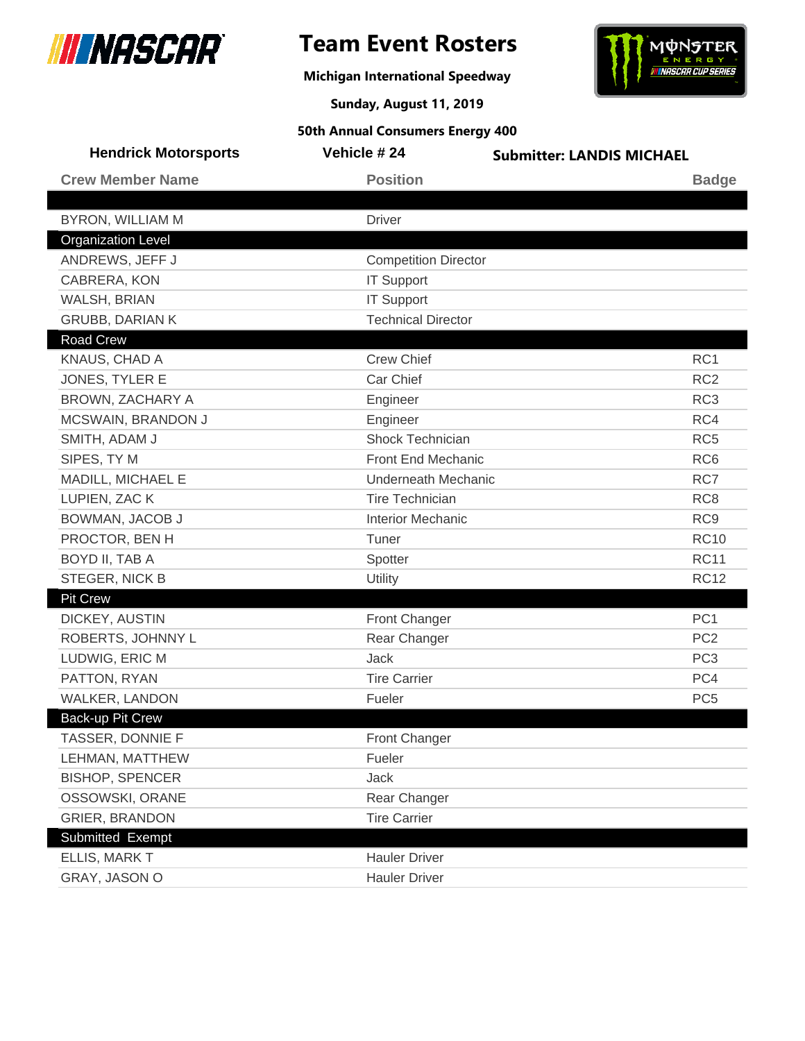# Team Event Rosters

**Michigan International Speedway**

**Sunday, August 11, 2019**

**50th Annual Consumers Energy 400**

**Hendrick Motorsports** | **Vehicle # 24** | **Submitter: LANDIS MICHAEL**

| Crew Member Name | Position | Badge |
|---|---|---|
| | | |
| BYRON, WILLIAM M | Driver | |
| **Organization Level** | | |
| ANDREWS, JEFF J | Competition Director | |
| CABRERA, KON | IT Support | |
| WALSH, BRIAN | IT Support | |
| GRUBB, DARIAN K | Technical Director | |
| **Road Crew** | | |
| KNAUS, CHAD A | Crew Chief | RC1 |
| JONES, TYLER E | Car Chief | RC2 |
| BROWN, ZACHARY A | Engineer | RC3 |
| MCSWAIN, BRANDON J | Engineer | RC4 |
| SMITH, ADAM J | Shock Technician | RC5 |
| SIPES, TY M | Front End Mechanic | RC6 |
| MADILL, MICHAEL E | Underneath Mechanic | RC7 |
| LUPIEN, ZAC K | Tire Technician | RC8 |
| BOWMAN, JACOB J | Interior Mechanic | RC9 |
| PROCTOR, BEN H | Tuner | RC10 |
| BOYD II, TAB A | Spotter | RC11 |
| STEGER, NICK B | Utility | RC12 |
| **Pit Crew** | | |
| DICKEY, AUSTIN | Front Changer | PC1 |
| ROBERTS, JOHNNY L | Rear Changer | PC2 |
| LUDWIG, ERIC M | Jack | PC3 |
| PATTON, RYAN | Tire Carrier | PC4 |
| WALKER, LANDON | Fueler | PC5 |
| **Back-up Pit Crew** | | |
| TASSER, DONNIE F | Front Changer | |
| LEHMAN, MATTHEW | Fueler | |
| BISHOP, SPENCER | Jack | |
| OSSOWSKI, ORANE | Rear Changer | |
| GRIER, BRANDON | Tire Carrier | |
| **Submitted Exempt** | | |
| ELLIS, MARK T | Hauler Driver | |
| GRAY, JASON O | Hauler Driver | |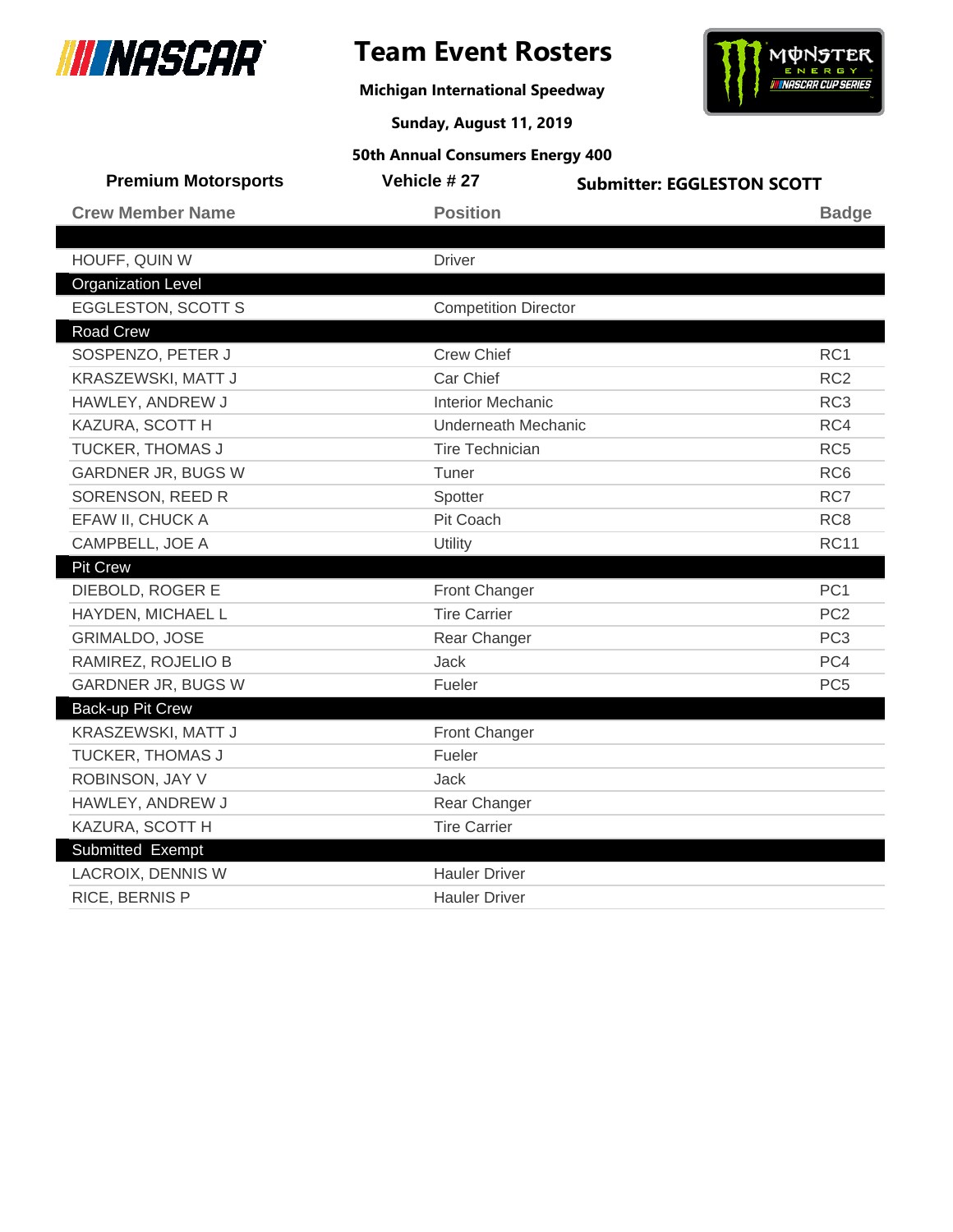# Team Event Rosters

**Michigan International Speedway**

**Sunday, August 11, 2019**

**50th Annual Consumers Energy 400**

**Premium Motorsports** | **Vehicle # 27** | **Submitter: EGGLESTON SCOTT**

| Crew Member Name | Position | Badge |
|---|---|---|
| | | |
| HOUFF, QUIN W | Driver | |
| **Organization Level** | | |
| EGGLESTON, SCOTT S | Competition Director | |
| **Road Crew** | | |
| SOSPENZO, PETER J | Crew Chief | RC1 |
| KRASZEWSKI, MATT J | Car Chief | RC2 |
| HAWLEY, ANDREW J | Interior Mechanic | RC3 |
| KAZURA, SCOTT H | Underneath Mechanic | RC4 |
| TUCKER, THOMAS J | Tire Technician | RC5 |
| GARDNER JR, BUGS W | Tuner | RC6 |
| SORENSON, REED R | Spotter | RC7 |
| EFAW II, CHUCK A | Pit Coach | RC8 |
| CAMPBELL, JOE A | Utility | RC11 |
| **Pit Crew** | | |
| DIEBOLD, ROGER E | Front Changer | PC1 |
| HAYDEN, MICHAEL L | Tire Carrier | PC2 |
| GRIMALDO, JOSE | Rear Changer | PC3 |
| RAMIREZ, ROJELIO B | Jack | PC4 |
| GARDNER JR, BUGS W | Fueler | PC5 |
| **Back-up Pit Crew** | | |
| KRASZEWSKI, MATT J | Front Changer | |
| TUCKER, THOMAS J | Fueler | |
| ROBINSON, JAY V | Jack | |
| HAWLEY, ANDREW J | Rear Changer | |
| KAZURA, SCOTT H | Tire Carrier | |
| **Submitted Exempt** | | |
| LACROIX, DENNIS W | Hauler Driver | |
| RICE, BERNIS P | Hauler Driver | |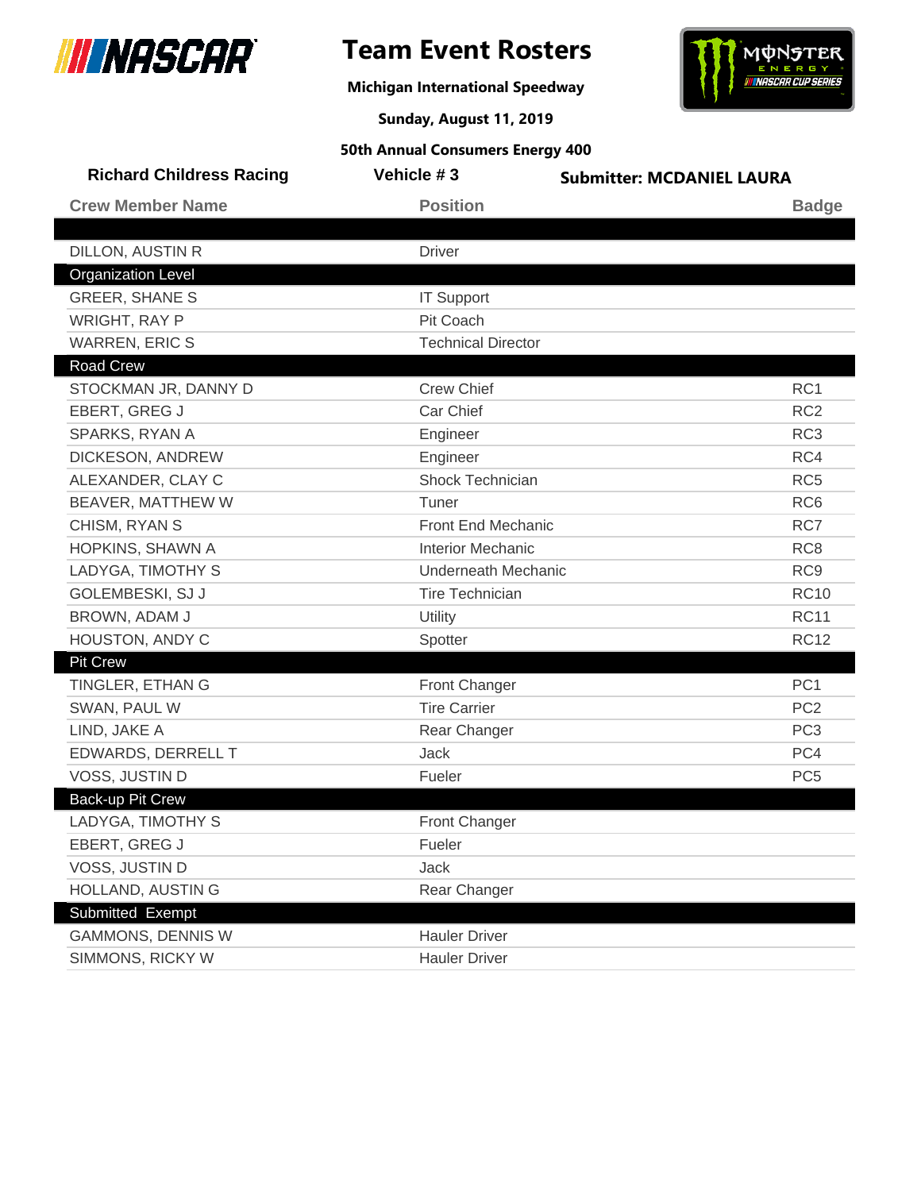# Team Event Rosters

**Michigan International Speedway**

**Sunday, August 11, 2019**

**50th Annual Consumers Energy 400**

**Richard Childress Racing** | **Vehicle # 3** | **Submitter: MCDANIEL LAURA**

| Crew Member Name | Position | Badge |
|---|---|---|
| DILLON, AUSTIN R | Driver | |
| **Organization Level** | | |
| GREER, SHANE S | IT Support | |
| WRIGHT, RAY P | Pit Coach | |
| WARREN, ERIC S | Technical Director | |
| **Road Crew** | | |
| STOCKMAN JR, DANNY D | Crew Chief | RC1 |
| EBERT, GREG J | Car Chief | RC2 |
| SPARKS, RYAN A | Engineer | RC3 |
| DICKESON, ANDREW | Engineer | RC4 |
| ALEXANDER, CLAY C | Shock Technician | RC5 |
| BEAVER, MATTHEW W | Tuner | RC6 |
| CHISM, RYAN S | Front End Mechanic | RC7 |
| HOPKINS, SHAWN A | Interior Mechanic | RC8 |
| LADYGA, TIMOTHY S | Underneath Mechanic | RC9 |
| GOLEMBESKI, SJ J | Tire Technician | RC10 |
| BROWN, ADAM J | Utility | RC11 |
| HOUSTON, ANDY C | Spotter | RC12 |
| **Pit Crew** | | |
| TINGLER, ETHAN G | Front Changer | PC1 |
| SWAN, PAUL W | Tire Carrier | PC2 |
| LIND, JAKE A | Rear Changer | PC3 |
| EDWARDS, DERRELL T | Jack | PC4 |
| VOSS, JUSTIN D | Fueler | PC5 |
| **Back-up Pit Crew** | | |
| LADYGA, TIMOTHY S | Front Changer | |
| EBERT, GREG J | Fueler | |
| VOSS, JUSTIN D | Jack | |
| HOLLAND, AUSTIN G | Rear Changer | |
| **Submitted Exempt** | | |
| GAMMONS, DENNIS W | Hauler Driver | |
| SIMMONS, RICKY W | Hauler Driver | |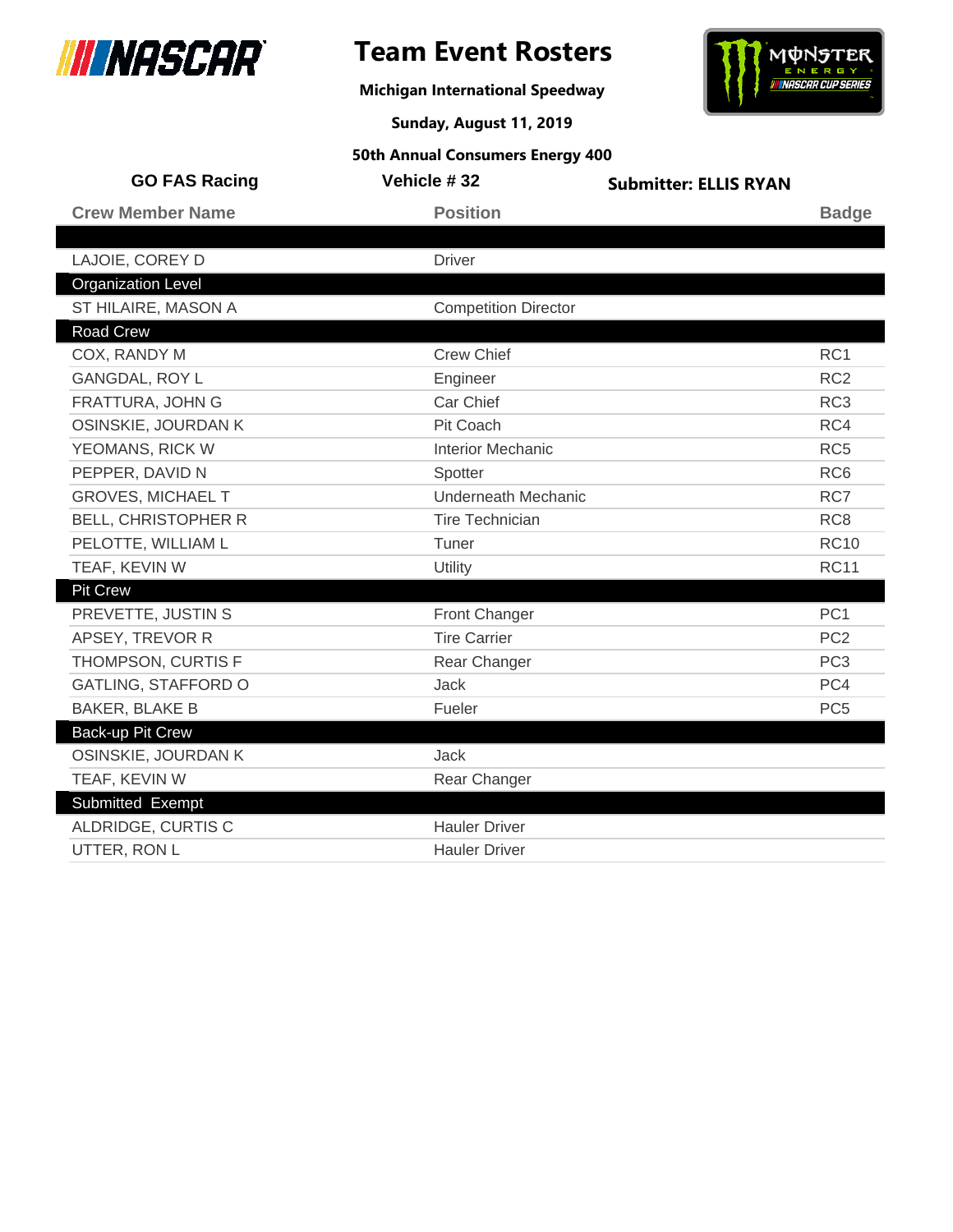# Team Event Rosters

**Michigan International Speedway**

**Sunday, August 11, 2019**

**50th Annual Consumers Energy 400**

**GO FAS Racing** | **Vehicle # 32** | **Submitter: ELLIS RYAN**

| Crew Member Name | Position | Badge |
|---|---|---|
| | | |
| LAJOIE, COREY D | Driver | |
| **Organization Level** | | |
| ST HILAIRE, MASON A | Competition Director | |
| **Road Crew** | | |
| COX, RANDY M | Crew Chief | RC1 |
| GANGDAL, ROY L | Engineer | RC2 |
| FRATTURA, JOHN G | Car Chief | RC3 |
| OSINSKIE, JOURDAN K | Pit Coach | RC4 |
| YEOMANS, RICK W | Interior Mechanic | RC5 |
| PEPPER, DAVID N | Spotter | RC6 |
| GROVES, MICHAEL T | Underneath Mechanic | RC7 |
| BELL, CHRISTOPHER R | Tire Technician | RC8 |
| PELOTTE, WILLIAM L | Tuner | RC10 |
| TEAF, KEVIN W | Utility | RC11 |
| **Pit Crew** | | |
| PREVETTE, JUSTIN S | Front Changer | PC1 |
| APSEY, TREVOR R | Tire Carrier | PC2 |
| THOMPSON, CURTIS F | Rear Changer | PC3 |
| GATLING, STAFFORD O | Jack | PC4 |
| BAKER, BLAKE B | Fueler | PC5 |
| **Back-up Pit Crew** | | |
| OSINSKIE, JOURDAN K | Jack | |
| TEAF, KEVIN W | Rear Changer | |
| **Submitted Exempt** | | |
| ALDRIDGE, CURTIS C | Hauler Driver | |
| UTTER, RON L | Hauler Driver | |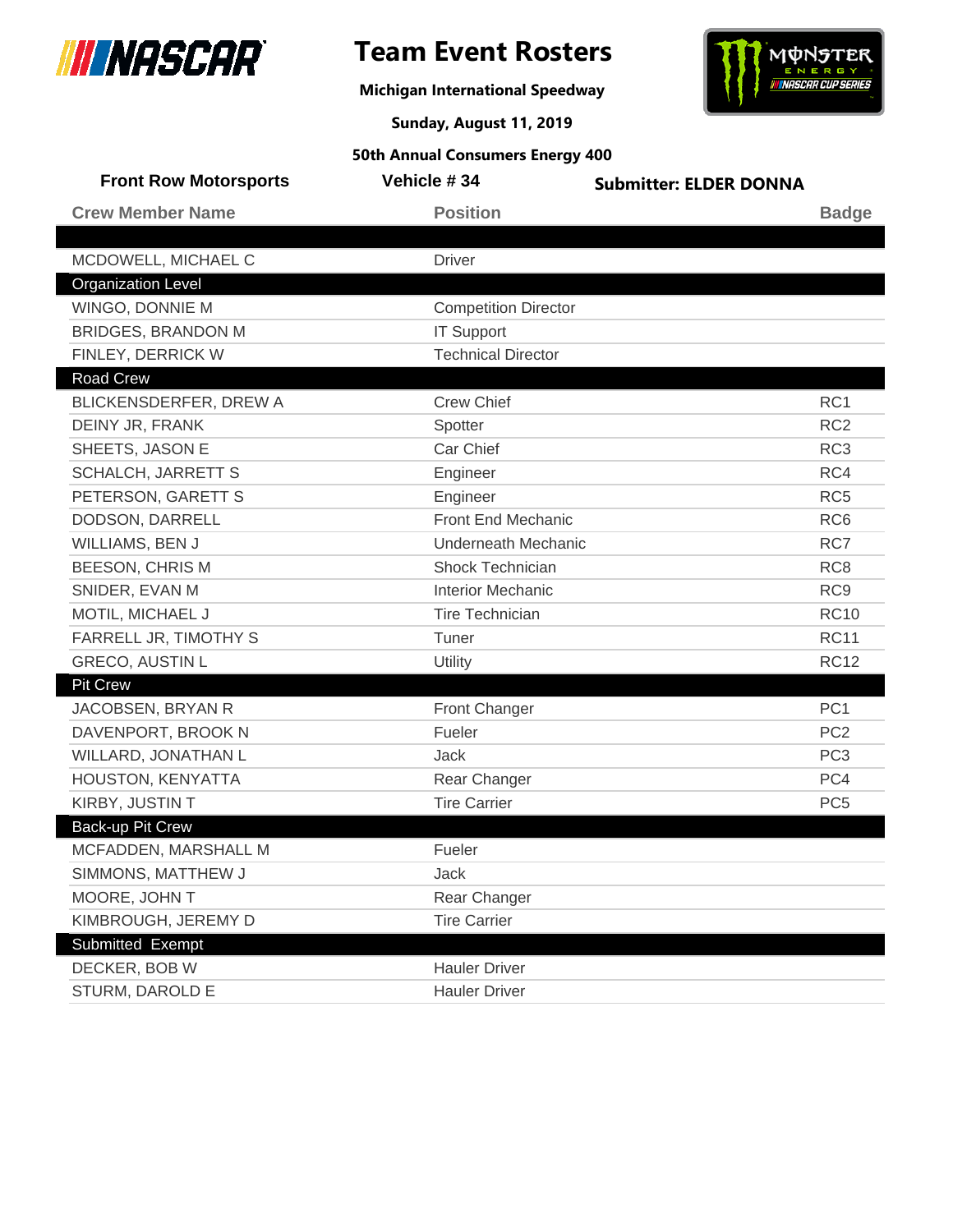# Team Event Rosters

**Michigan International Speedway**

**Sunday, August 11, 2019**

**50th Annual Consumers Energy 400**

**Front Row Motorsports** | **Vehicle # 34** | **Submitter: ELDER DONNA**

| Crew Member Name | Position | Badge |
|---|---|---|
| MCDOWELL, MICHAEL C | Driver | |
| **Organization Level** | | |
| WINGO, DONNIE M | Competition Director | |
| BRIDGES, BRANDON M | IT Support | |
| FINLEY, DERRICK W | Technical Director | |
| **Road Crew** | | |
| BLICKENSDERFER, DREW A | Crew Chief | RC1 |
| DEINY JR, FRANK | Spotter | RC2 |
| SHEETS, JASON E | Car Chief | RC3 |
| SCHALCH, JARRETT S | Engineer | RC4 |
| PETERSON, GARETT S | Engineer | RC5 |
| DODSON, DARRELL | Front End Mechanic | RC6 |
| WILLIAMS, BEN J | Underneath Mechanic | RC7 |
| BEESON, CHRIS M | Shock Technician | RC8 |
| SNIDER, EVAN M | Interior Mechanic | RC9 |
| MOTIL, MICHAEL J | Tire Technician | RC10 |
| FARRELL JR, TIMOTHY S | Tuner | RC11 |
| GRECO, AUSTIN L | Utility | RC12 |
| **Pit Crew** | | |
| JACOBSEN, BRYAN R | Front Changer | PC1 |
| DAVENPORT, BROOK N | Fueler | PC2 |
| WILLARD, JONATHAN L | Jack | PC3 |
| HOUSTON, KENYATTA | Rear Changer | PC4 |
| KIRBY, JUSTIN T | Tire Carrier | PC5 |
| **Back-up Pit Crew** | | |
| MCFADDEN, MARSHALL M | Fueler | |
| SIMMONS, MATTHEW J | Jack | |
| MOORE, JOHN T | Rear Changer | |
| KIMBROUGH, JEREMY D | Tire Carrier | |
| **Submitted Exempt** | | |
| DECKER, BOB W | Hauler Driver | |
| STURM, DAROLD E | Hauler Driver | |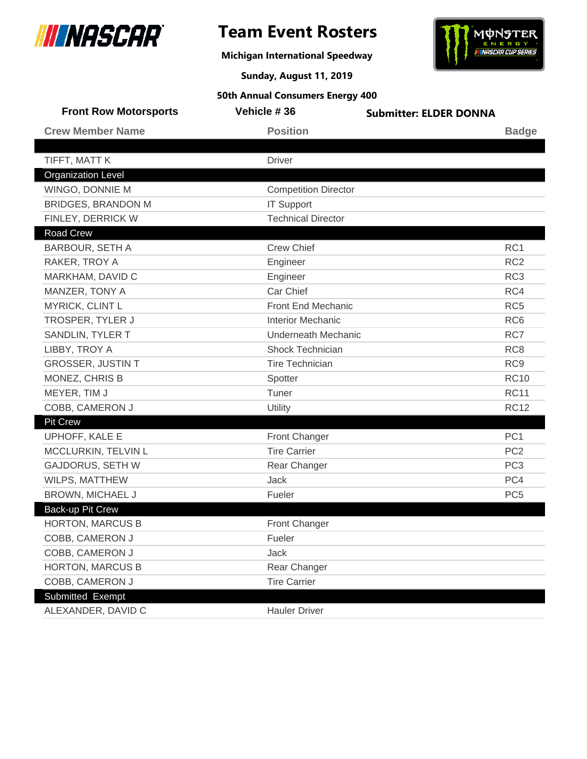# Team Event Rosters

**Michigan International Speedway**

**Sunday, August 11, 2019**

**50th Annual Consumers Energy 400**

**Front Row Motorsports** | **Vehicle # 36** | **Submitter: ELDER DONNA**

| Crew Member Name | Position | Badge |
|---|---|---|
| TIFFT, MATT K | Driver | |
| **Organization Level** | | |
| WINGO, DONNIE M | Competition Director | |
| BRIDGES, BRANDON M | IT Support | |
| FINLEY, DERRICK W | Technical Director | |
| **Road Crew** | | |
| BARBOUR, SETH A | Crew Chief | RC1 |
| RAKER, TROY A | Engineer | RC2 |
| MARKHAM, DAVID C | Engineer | RC3 |
| MANZER, TONY A | Car Chief | RC4 |
| MYRICK, CLINT L | Front End Mechanic | RC5 |
| TROSPER, TYLER J | Interior Mechanic | RC6 |
| SANDLIN, TYLER T | Underneath Mechanic | RC7 |
| LIBBY, TROY A | Shock Technician | RC8 |
| GROSSER, JUSTIN T | Tire Technician | RC9 |
| MONEZ, CHRIS B | Spotter | RC10 |
| MEYER, TIM J | Tuner | RC11 |
| COBB, CAMERON J | Utility | RC12 |
| **Pit Crew** | | |
| UPHOFF, KALE E | Front Changer | PC1 |
| MCCLURKIN, TELVIN L | Tire Carrier | PC2 |
| GAJDORUS, SETH W | Rear Changer | PC3 |
| WILPS, MATTHEW | Jack | PC4 |
| BROWN, MICHAEL J | Fueler | PC5 |
| **Back-up Pit Crew** | | |
| HORTON, MARCUS B | Front Changer | |
| COBB, CAMERON J | Fueler | |
| COBB, CAMERON J | Jack | |
| HORTON, MARCUS B | Rear Changer | |
| COBB, CAMERON J | Tire Carrier | |
| **Submitted Exempt** | | |
| ALEXANDER, DAVID C | Hauler Driver | |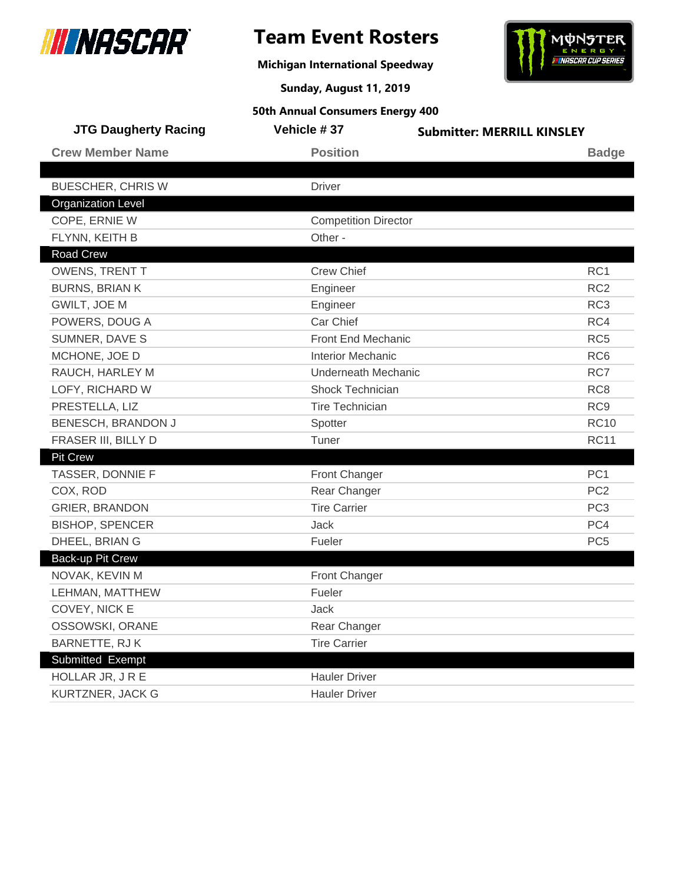# Team Event Rosters

**Michigan International Speedway**

**Sunday, August 11, 2019**

**50th Annual Consumers Energy 400**

**JTG Daugherty Racing** | **Vehicle # 37** | **Submitter: MERRILL KINSLEY**

| Crew Member Name | Position | Badge |
|---|---|---|
| | | |
| BUESCHER, CHRIS W | Driver | |
| **Organization Level** | | |
| COPE, ERNIE W | Competition Director | |
| FLYNN, KEITH B | Other - | |
| **Road Crew** | | |
| OWENS, TRENT T | Crew Chief | RC1 |
| BURNS, BRIAN K | Engineer | RC2 |
| GWILT, JOE M | Engineer | RC3 |
| POWERS, DOUG A | Car Chief | RC4 |
| SUMNER, DAVE S | Front End Mechanic | RC5 |
| MCHONE, JOE D | Interior Mechanic | RC6 |
| RAUCH, HARLEY M | Underneath Mechanic | RC7 |
| LOFY, RICHARD W | Shock Technician | RC8 |
| PRESTELLA, LIZ | Tire Technician | RC9 |
| BENESCH, BRANDON J | Spotter | RC10 |
| FRASER III, BILLY D | Tuner | RC11 |
| **Pit Crew** | | |
| TASSER, DONNIE F | Front Changer | PC1 |
| COX, ROD | Rear Changer | PC2 |
| GRIER, BRANDON | Tire Carrier | PC3 |
| BISHOP, SPENCER | Jack | PC4 |
| DHEEL, BRIAN G | Fueler | PC5 |
| **Back-up Pit Crew** | | |
| NOVAK, KEVIN M | Front Changer | |
| LEHMAN, MATTHEW | Fueler | |
| COVEY, NICK E | Jack | |
| OSSOWSKI, ORANE | Rear Changer | |
| BARNETTE, RJ K | Tire Carrier | |
| **Submitted Exempt** | | |
| HOLLAR JR, J R E | Hauler Driver | |
| KURTZNER, JACK G | Hauler Driver | |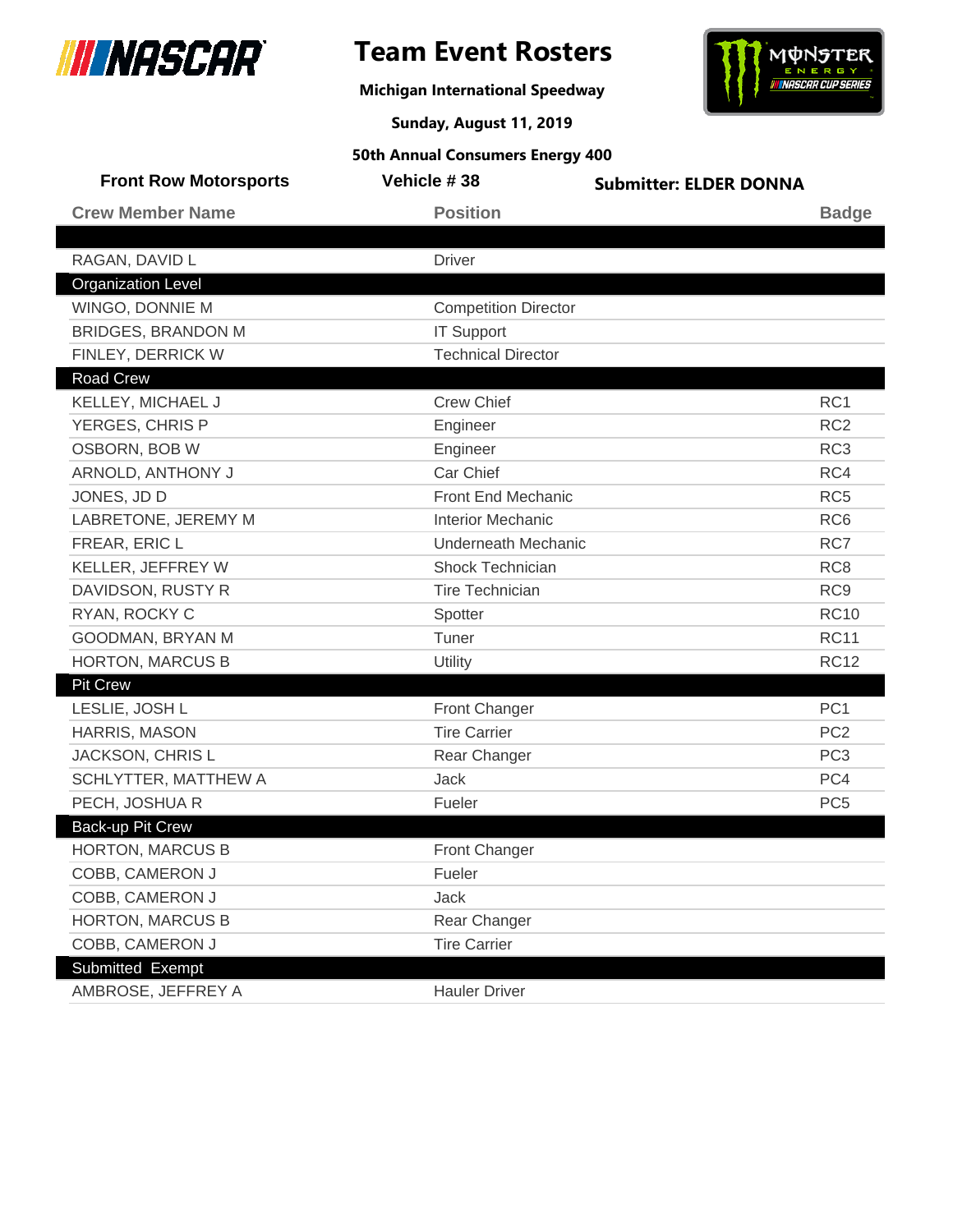# Team Event Rosters

**Michigan International Speedway**

**Sunday, August 11, 2019**

**50th Annual Consumers Energy 400**

**Front Row Motorsports** | **Vehicle # 38** | **Submitter: ELDER DONNA**

| Crew Member Name | Position | Badge |
|---|---|---|
| | | |
| RAGAN, DAVID L | Driver | |
| **Organization Level** | | |
| WINGO, DONNIE M | Competition Director | |
| BRIDGES, BRANDON M | IT Support | |
| FINLEY, DERRICK W | Technical Director | |
| **Road Crew** | | |
| KELLEY, MICHAEL J | Crew Chief | RC1 |
| YERGES, CHRIS P | Engineer | RC2 |
| OSBORN, BOB W | Engineer | RC3 |
| ARNOLD, ANTHONY J | Car Chief | RC4 |
| JONES, JD D | Front End Mechanic | RC5 |
| LABRETONE, JEREMY M | Interior Mechanic | RC6 |
| FREAR, ERIC L | Underneath Mechanic | RC7 |
| KELLER, JEFFREY W | Shock Technician | RC8 |
| DAVIDSON, RUSTY R | Tire Technician | RC9 |
| RYAN, ROCKY C | Spotter | RC10 |
| GOODMAN, BRYAN M | Tuner | RC11 |
| HORTON, MARCUS B | Utility | RC12 |
| **Pit Crew** | | |
| LESLIE, JOSH L | Front Changer | PC1 |
| HARRIS, MASON | Tire Carrier | PC2 |
| JACKSON, CHRIS L | Rear Changer | PC3 |
| SCHLYTTER, MATTHEW A | Jack | PC4 |
| PECH, JOSHUA R | Fueler | PC5 |
| **Back-up Pit Crew** | | |
| HORTON, MARCUS B | Front Changer | |
| COBB, CAMERON J | Fueler | |
| COBB, CAMERON J | Jack | |
| HORTON, MARCUS B | Rear Changer | |
| COBB, CAMERON J | Tire Carrier | |
| **Submitted Exempt** | | |
| AMBROSE, JEFFREY A | Hauler Driver | |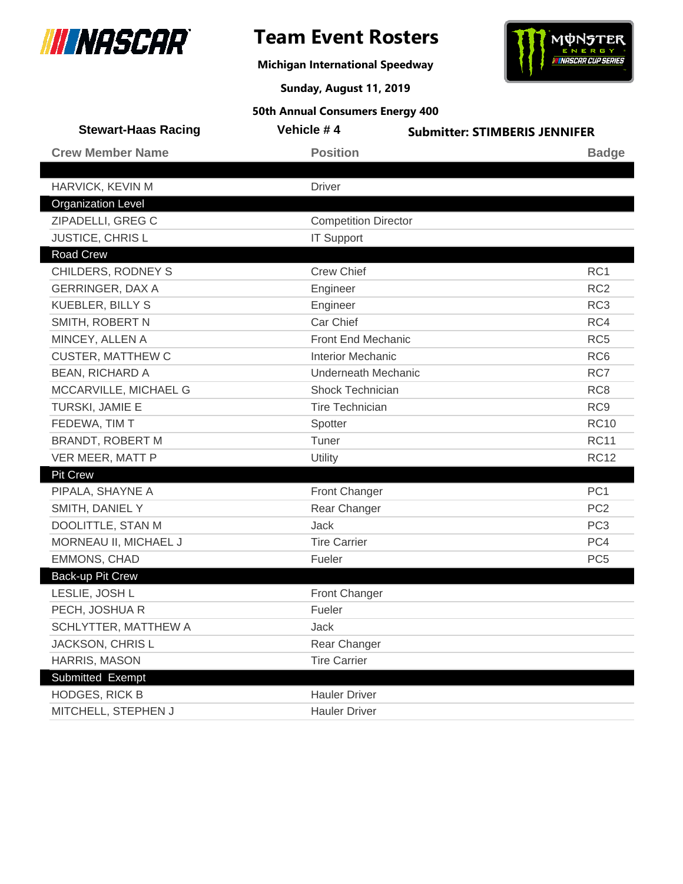# Team Event Rosters

**Michigan International Speedway**

**Sunday, August 11, 2019**

**50th Annual Consumers Energy 400**

**Stewart-Haas Racing** | **Vehicle # 4** | **Submitter: STIMBERIS JENNIFER**

| Crew Member Name | Position | Badge |
|---|---|---|
| | | |
| HARVICK, KEVIN M | Driver | |
| **Organization Level** | | |
| ZIPADELLI, GREG C | Competition Director | |
| JUSTICE, CHRIS L | IT Support | |
| **Road Crew** | | |
| CHILDERS, RODNEY S | Crew Chief | RC1 |
| GERRINGER, DAX A | Engineer | RC2 |
| KUEBLER, BILLY S | Engineer | RC3 |
| SMITH, ROBERT N | Car Chief | RC4 |
| MINCEY, ALLEN A | Front End Mechanic | RC5 |
| CUSTER, MATTHEW C | Interior Mechanic | RC6 |
| BEAN, RICHARD A | Underneath Mechanic | RC7 |
| MCCARVILLE, MICHAEL G | Shock Technician | RC8 |
| TURSKI, JAMIE E | Tire Technician | RC9 |
| FEDEWA, TIM T | Spotter | RC10 |
| BRANDT, ROBERT M | Tuner | RC11 |
| VER MEER, MATT P | Utility | RC12 |
| **Pit Crew** | | |
| PIPALA, SHAYNE A | Front Changer | PC1 |
| SMITH, DANIEL Y | Rear Changer | PC2 |
| DOOLITTLE, STAN M | Jack | PC3 |
| MORNEAU II, MICHAEL J | Tire Carrier | PC4 |
| EMMONS, CHAD | Fueler | PC5 |
| **Back-up Pit Crew** | | |
| LESLIE, JOSH L | Front Changer | |
| PECH, JOSHUA R | Fueler | |
| SCHLYTTER, MATTHEW A | Jack | |
| JACKSON, CHRIS L | Rear Changer | |
| HARRIS, MASON | Tire Carrier | |
| **Submitted Exempt** | | |
| HODGES, RICK B | Hauler Driver | |
| MITCHELL, STEPHEN J | Hauler Driver | |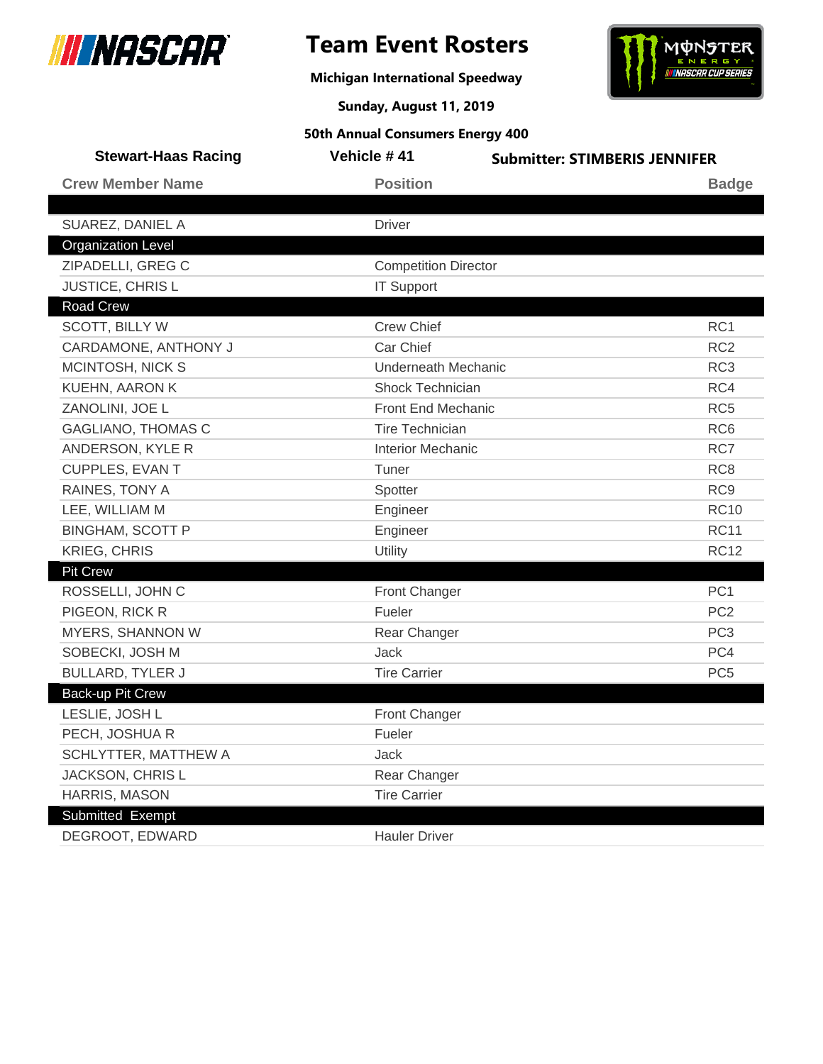# Team Event Rosters

**Michigan International Speedway**

**Sunday, August 11, 2019**

**50th Annual Consumers Energy 400**

**Stewart-Haas Racing** | **Vehicle # 41** | **Submitter: STIMBERIS JENNIFER**

| Crew Member Name | Position | Badge |
|---|---|---|
| SUAREZ, DANIEL A | Driver | |
| **Organization Level** | | |
| ZIPADELLI, GREG C | Competition Director | |
| JUSTICE, CHRIS L | IT Support | |
| **Road Crew** | | |
| SCOTT, BILLY W | Crew Chief | RC1 |
| CARDAMONE, ANTHONY J | Car Chief | RC2 |
| MCINTOSH, NICK S | Underneath Mechanic | RC3 |
| KUEHN, AARON K | Shock Technician | RC4 |
| ZANOLINI, JOE L | Front End Mechanic | RC5 |
| GAGLIANO, THOMAS C | Tire Technician | RC6 |
| ANDERSON, KYLE R | Interior Mechanic | RC7 |
| CUPPLES, EVAN T | Tuner | RC8 |
| RAINES, TONY A | Spotter | RC9 |
| LEE, WILLIAM M | Engineer | RC10 |
| BINGHAM, SCOTT P | Engineer | RC11 |
| KRIEG, CHRIS | Utility | RC12 |
| **Pit Crew** | | |
| ROSSELLI, JOHN C | Front Changer | PC1 |
| PIGEON, RICK R | Fueler | PC2 |
| MYERS, SHANNON W | Rear Changer | PC3 |
| SOBECKI, JOSH M | Jack | PC4 |
| BULLARD, TYLER J | Tire Carrier | PC5 |
| **Back-up Pit Crew** | | |
| LESLIE, JOSH L | Front Changer | |
| PECH, JOSHUA R | Fueler | |
| SCHLYTTER, MATTHEW A | Jack | |
| JACKSON, CHRIS L | Rear Changer | |
| HARRIS, MASON | Tire Carrier | |
| **Submitted Exempt** | | |
| DEGROOT, EDWARD | Hauler Driver | |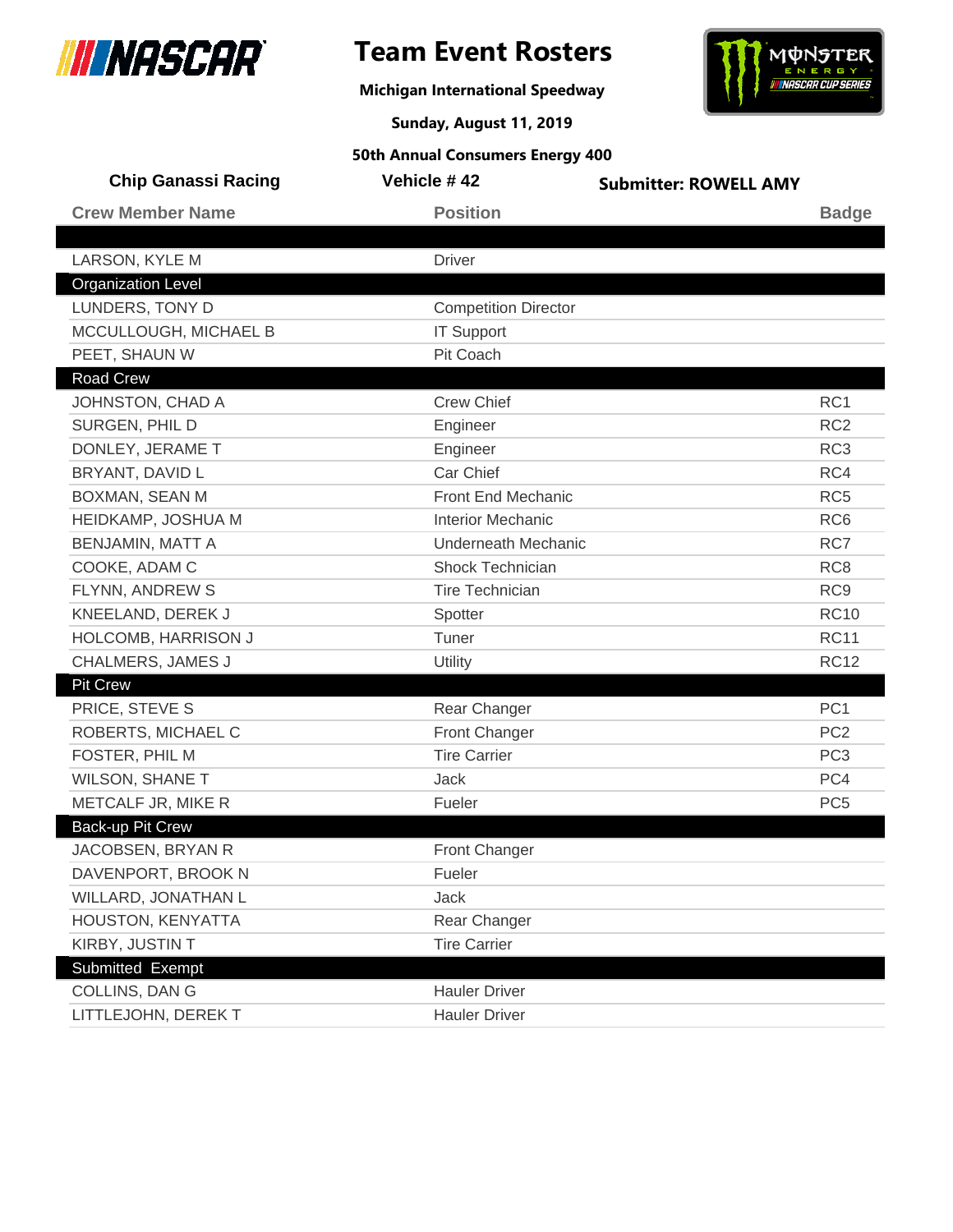# Team Event Rosters

**Michigan International Speedway**

**Sunday, August 11, 2019**

**50th Annual Consumers Energy 400**

**Chip Ganassi Racing** | **Vehicle # 42** | **Submitter: ROWELL AMY**

| Crew Member Name | Position | Badge |
|---|---|---|
| | | |
| LARSON, KYLE M | Driver | |
| **Organization Level** | | |
| LUNDERS, TONY D | Competition Director | |
| MCCULLOUGH, MICHAEL B | IT Support | |
| PEET, SHAUN W | Pit Coach | |
| **Road Crew** | | |
| JOHNSTON, CHAD A | Crew Chief | RC1 |
| SURGEN, PHIL D | Engineer | RC2 |
| DONLEY, JERAME T | Engineer | RC3 |
| BRYANT, DAVID L | Car Chief | RC4 |
| BOXMAN, SEAN M | Front End Mechanic | RC5 |
| HEIDKAMP, JOSHUA M | Interior Mechanic | RC6 |
| BENJAMIN, MATT A | Underneath Mechanic | RC7 |
| COOKE, ADAM C | Shock Technician | RC8 |
| FLYNN, ANDREW S | Tire Technician | RC9 |
| KNEELAND, DEREK J | Spotter | RC10 |
| HOLCOMB, HARRISON J | Tuner | RC11 |
| CHALMERS, JAMES J | Utility | RC12 |
| **Pit Crew** | | |
| PRICE, STEVE S | Rear Changer | PC1 |
| ROBERTS, MICHAEL C | Front Changer | PC2 |
| FOSTER, PHIL M | Tire Carrier | PC3 |
| WILSON, SHANE T | Jack | PC4 |
| METCALF JR, MIKE R | Fueler | PC5 |
| **Back-up Pit Crew** | | |
| JACOBSEN, BRYAN R | Front Changer | |
| DAVENPORT, BROOK N | Fueler | |
| WILLARD, JONATHAN L | Jack | |
| HOUSTON, KENYATTA | Rear Changer | |
| KIRBY, JUSTIN T | Tire Carrier | |
| **Submitted Exempt** | | |
| COLLINS, DAN G | Hauler Driver | |
| LITTLEJOHN, DEREK T | Hauler Driver | |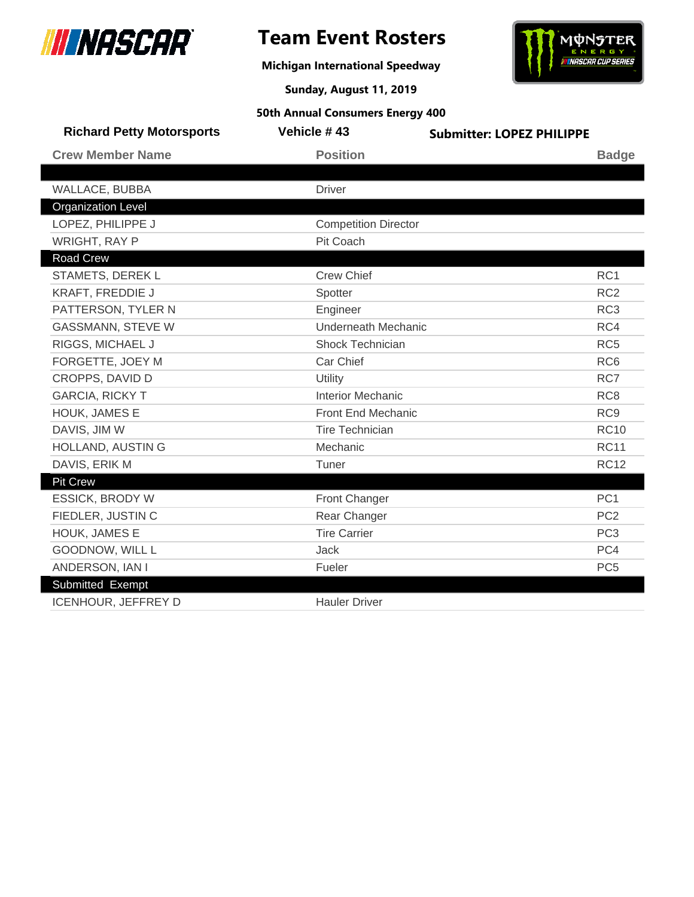# Team Event Rosters

**Michigan International Speedway**

**Sunday, August 11, 2019**

**50th Annual Consumers Energy 400**

**Richard Petty Motorsports** | **Vehicle # 43** | **Submitter: LOPEZ PHILIPPE**

| Crew Member Name | Position | Badge |
|---|---|---|
| | | |
| WALLACE, BUBBA | Driver | |
| **Organization Level** | | |
| LOPEZ, PHILIPPE J | Competition Director | |
| WRIGHT, RAY P | Pit Coach | |
| **Road Crew** | | |
| STAMETS, DEREK L | Crew Chief | RC1 |
| KRAFT, FREDDIE J | Spotter | RC2 |
| PATTERSON, TYLER N | Engineer | RC3 |
| GASSMANN, STEVE W | Underneath Mechanic | RC4 |
| RIGGS, MICHAEL J | Shock Technician | RC5 |
| FORGETTE, JOEY M | Car Chief | RC6 |
| CROPPS, DAVID D | Utility | RC7 |
| GARCIA, RICKY T | Interior Mechanic | RC8 |
| HOUK, JAMES E | Front End Mechanic | RC9 |
| DAVIS, JIM W | Tire Technician | RC10 |
| HOLLAND, AUSTIN G | Mechanic | RC11 |
| DAVIS, ERIK M | Tuner | RC12 |
| **Pit Crew** | | |
| ESSICK, BRODY W | Front Changer | PC1 |
| FIEDLER, JUSTIN C | Rear Changer | PC2 |
| HOUK, JAMES E | Tire Carrier | PC3 |
| GOODNOW, WILL L | Jack | PC4 |
| ANDERSON, IAN I | Fueler | PC5 |
| **Submitted Exempt** | | |
| ICENHOUR, JEFFREY D | Hauler Driver | |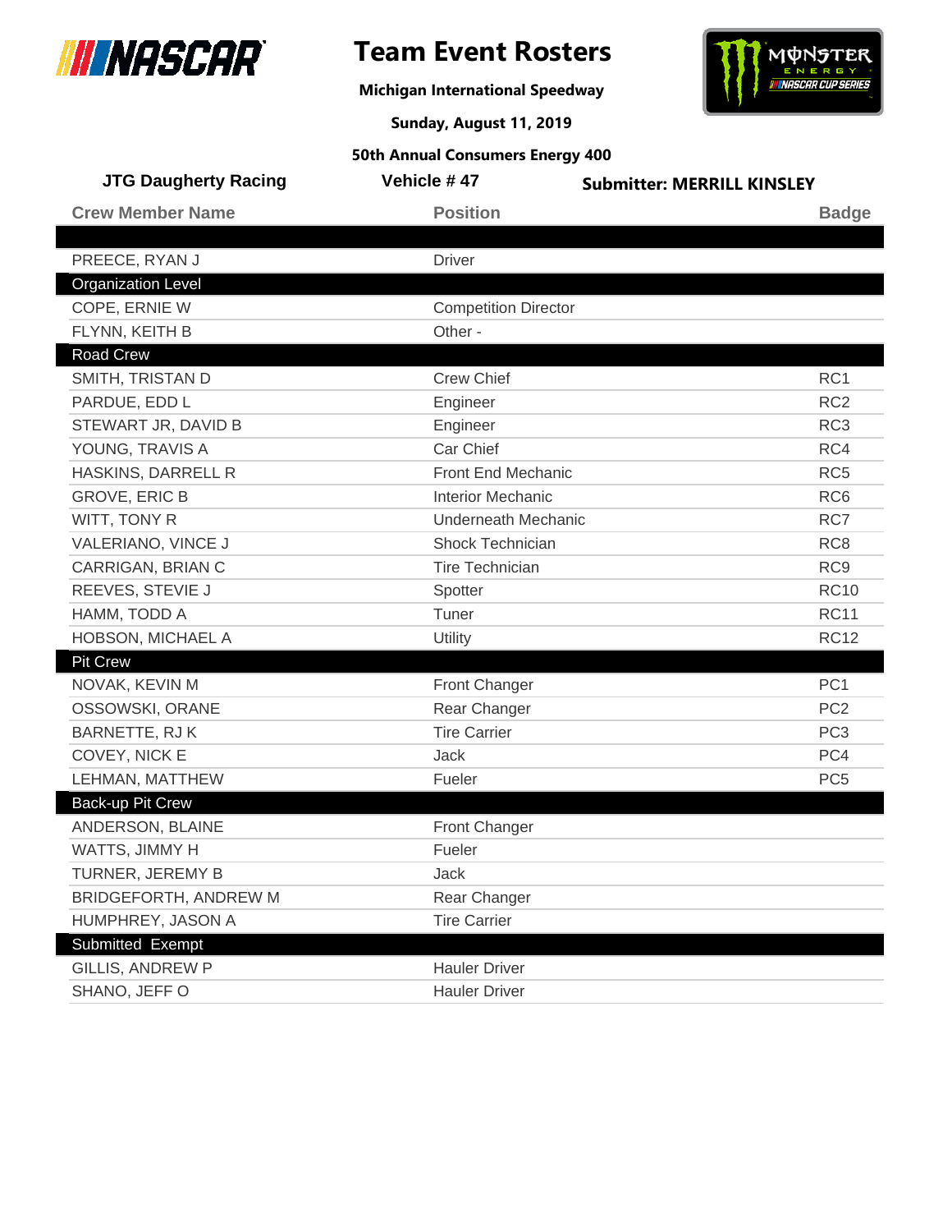# Team Event Rosters

**Michigan International Speedway**

**Sunday, August 11, 2019**

**50th Annual Consumers Energy 400**

**JTG Daugherty Racing** | **Vehicle # 47** | **Submitter: MERRILL KINSLEY**

| Crew Member Name | Position | Badge |
|---|---|---|
| | | |
| PREECE, RYAN J | Driver | |
| **Organization Level** | | |
| COPE, ERNIE W | Competition Director | |
| FLYNN, KEITH B | Other - | |
| **Road Crew** | | |
| SMITH, TRISTAN D | Crew Chief | RC1 |
| PARDUE, EDD L | Engineer | RC2 |
| STEWART JR, DAVID B | Engineer | RC3 |
| YOUNG, TRAVIS A | Car Chief | RC4 |
| HASKINS, DARRELL R | Front End Mechanic | RC5 |
| GROVE, ERIC B | Interior Mechanic | RC6 |
| WITT, TONY R | Underneath Mechanic | RC7 |
| VALERIANO, VINCE J | Shock Technician | RC8 |
| CARRIGAN, BRIAN C | Tire Technician | RC9 |
| REEVES, STEVIE J | Spotter | RC10 |
| HAMM, TODD A | Tuner | RC11 |
| HOBSON, MICHAEL A | Utility | RC12 |
| **Pit Crew** | | |
| NOVAK, KEVIN M | Front Changer | PC1 |
| OSSOWSKI, ORANE | Rear Changer | PC2 |
| BARNETTE, RJ K | Tire Carrier | PC3 |
| COVEY, NICK E | Jack | PC4 |
| LEHMAN, MATTHEW | Fueler | PC5 |
| **Back-up Pit Crew** | | |
| ANDERSON, BLAINE | Front Changer | |
| WATTS, JIMMY H | Fueler | |
| TURNER, JEREMY B | Jack | |
| BRIDGEFORTH, ANDREW M | Rear Changer | |
| HUMPHREY, JASON A | Tire Carrier | |
| **Submitted Exempt** | | |
| GILLIS, ANDREW P | Hauler Driver | |
| SHANO, JEFF O | Hauler Driver | |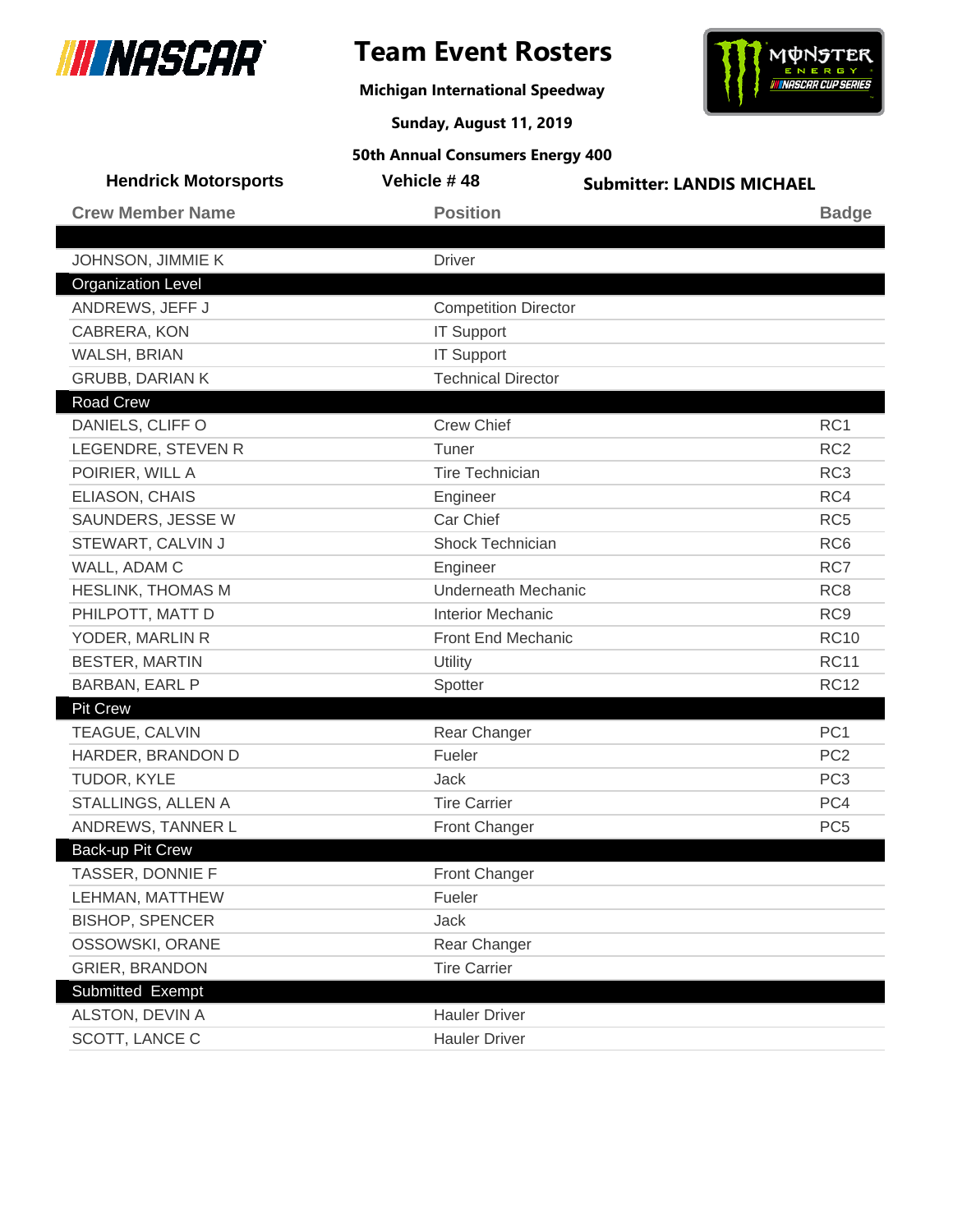# Team Event Rosters

**Michigan International Speedway**

**Sunday, August 11, 2019**

**50th Annual Consumers Energy 400**

**Hendrick Motorsports** | **Vehicle # 48** | **Submitter: LANDIS MICHAEL**

| Crew Member Name | Position | Badge |
|---|---|---|
| | | |
| JOHNSON, JIMMIE K | Driver | |
| **Organization Level** | | |
| ANDREWS, JEFF J | Competition Director | |
| CABRERA, KON | IT Support | |
| WALSH, BRIAN | IT Support | |
| GRUBB, DARIAN K | Technical Director | |
| **Road Crew** | | |
| DANIELS, CLIFF O | Crew Chief | RC1 |
| LEGENDRE, STEVEN R | Tuner | RC2 |
| POIRIER, WILL A | Tire Technician | RC3 |
| ELIASON, CHAIS | Engineer | RC4 |
| SAUNDERS, JESSE W | Car Chief | RC5 |
| STEWART, CALVIN J | Shock Technician | RC6 |
| WALL, ADAM C | Engineer | RC7 |
| HESLINK, THOMAS M | Underneath Mechanic | RC8 |
| PHILPOTT, MATT D | Interior Mechanic | RC9 |
| YODER, MARLIN R | Front End Mechanic | RC10 |
| BESTER, MARTIN | Utility | RC11 |
| BARBAN, EARL P | Spotter | RC12 |
| **Pit Crew** | | |
| TEAGUE, CALVIN | Rear Changer | PC1 |
| HARDER, BRANDON D | Fueler | PC2 |
| TUDOR, KYLE | Jack | PC3 |
| STALLINGS, ALLEN A | Tire Carrier | PC4 |
| ANDREWS, TANNER L | Front Changer | PC5 |
| **Back-up Pit Crew** | | |
| TASSER, DONNIE F | Front Changer | |
| LEHMAN, MATTHEW | Fueler | |
| BISHOP, SPENCER | Jack | |
| OSSOWSKI, ORANE | Rear Changer | |
| GRIER, BRANDON | Tire Carrier | |
| **Submitted Exempt** | | |
| ALSTON, DEVIN A | Hauler Driver | |
| SCOTT, LANCE C | Hauler Driver | |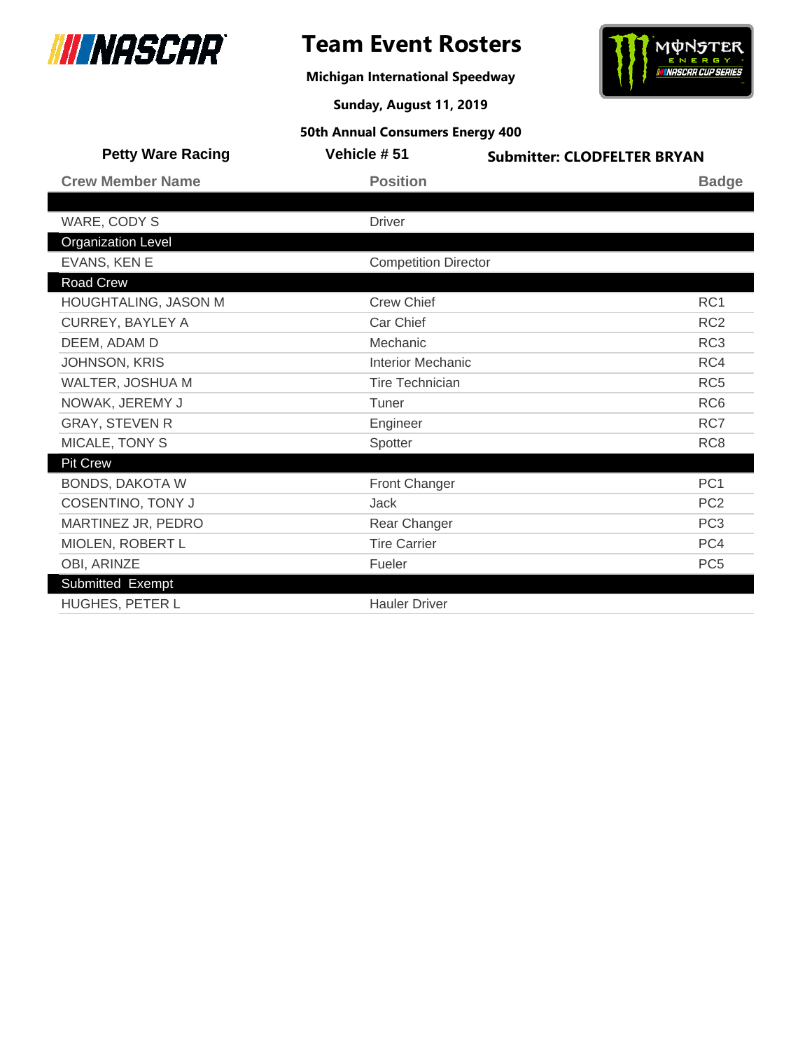# Team Event Rosters

**Michigan International Speedway**

**Sunday, August 11, 2019**

**50th Annual Consumers Energy 400**

**Petty Ware Racing** | **Vehicle # 51** | **Submitter: CLODFELTER BRYAN**

| Crew Member Name | Position | Badge |
|---|---|---|
| | | |
| WARE, CODY S | Driver | |
| **Organization Level** | | |
| EVANS, KEN E | Competition Director | |
| **Road Crew** | | |
| HOUGHTALING, JASON M | Crew Chief | RC1 |
| CURREY, BAYLEY A | Car Chief | RC2 |
| DEEM, ADAM D | Mechanic | RC3 |
| JOHNSON, KRIS | Interior Mechanic | RC4 |
| WALTER, JOSHUA M | Tire Technician | RC5 |
| NOWAK, JEREMY J | Tuner | RC6 |
| GRAY, STEVEN R | Engineer | RC7 |
| MICALE, TONY S | Spotter | RC8 |
| **Pit Crew** | | |
| BONDS, DAKOTA W | Front Changer | PC1 |
| COSENTINO, TONY J | Jack | PC2 |
| MARTINEZ JR, PEDRO | Rear Changer | PC3 |
| MIOLEN, ROBERT L | Tire Carrier | PC4 |
| OBI, ARINZE | Fueler | PC5 |
| **Submitted Exempt** | | |
| HUGHES, PETER L | Hauler Driver | |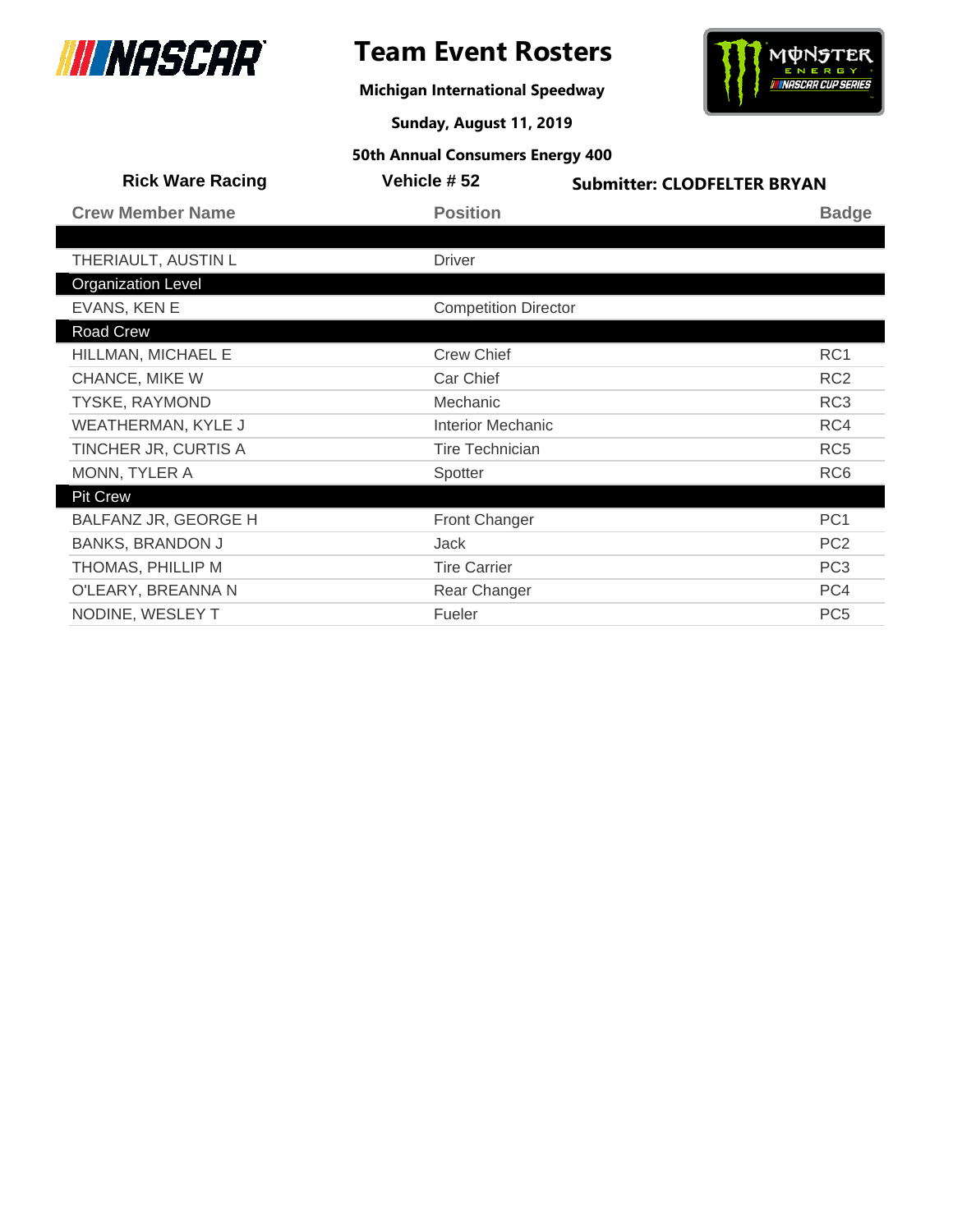# Team Event Rosters

**Michigan International Speedway**

**Sunday, August 11, 2019**

**50th Annual Consumers Energy 400**

**Rick Ware Racing** | **Vehicle # 52** | **Submitter: CLODFELTER BRYAN**

| Crew Member Name | Position | Badge |
|---|---|---|
| | | |
| THERIAULT, AUSTIN L | Driver | |
| **Organization Level** | | |
| EVANS, KEN E | Competition Director | |
| **Road Crew** | | |
| HILLMAN, MICHAEL E | Crew Chief | RC1 |
| CHANCE, MIKE W | Car Chief | RC2 |
| TYSKE, RAYMOND | Mechanic | RC3 |
| WEATHERMAN, KYLE J | Interior Mechanic | RC4 |
| TINCHER JR, CURTIS A | Tire Technician | RC5 |
| MONN, TYLER A | Spotter | RC6 |
| **Pit Crew** | | |
| BALFANZ JR, GEORGE H | Front Changer | PC1 |
| BANKS, BRANDON J | Jack | PC2 |
| THOMAS, PHILLIP M | Tire Carrier | PC3 |
| O'LEARY, BREANNA N | Rear Changer | PC4 |
| NODINE, WESLEY T | Fueler | PC5 |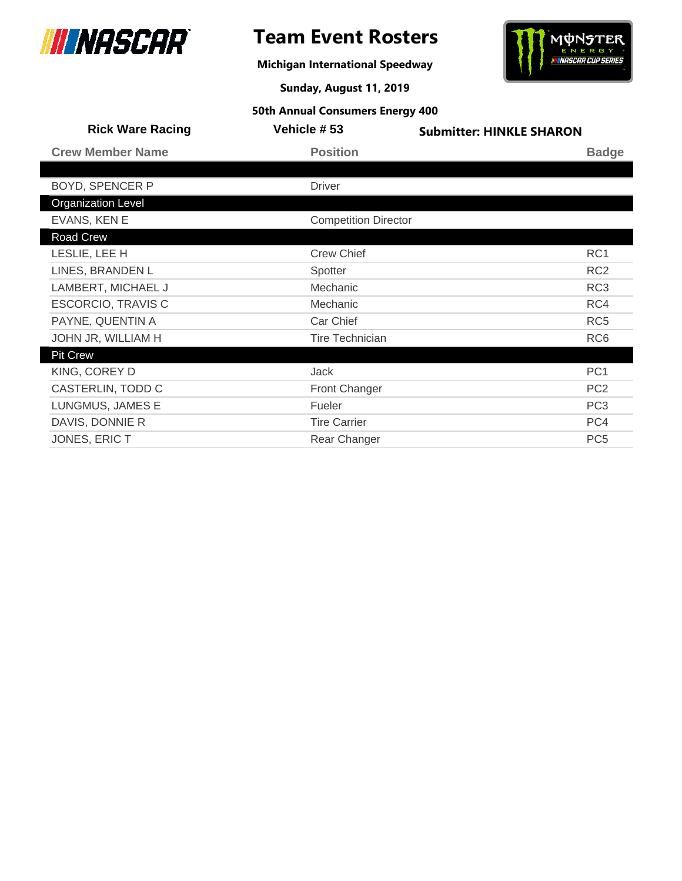# Team Event Rosters

**Michigan International Speedway**

**Sunday, August 11, 2019**

**50th Annual Consumers Energy 400**

**Rick Ware Racing** | **Vehicle # 53** | **Submitter: HINKLE SHARON**

| Crew Member Name | Position | Badge |
|---|---|---|
| | | |
| BOYD, SPENCER P | Driver | |
| **Organization Level** | | |
| EVANS, KEN E | Competition Director | |
| **Road Crew** | | |
| LESLIE, LEE H | Crew Chief | RC1 |
| LINES, BRANDEN L | Spotter | RC2 |
| LAMBERT, MICHAEL J | Mechanic | RC3 |
| ESCORCIO, TRAVIS C | Mechanic | RC4 |
| PAYNE, QUENTIN A | Car Chief | RC5 |
| JOHN JR, WILLIAM H | Tire Technician | RC6 |
| **Pit Crew** | | |
| KING, COREY D | Jack | PC1 |
| CASTERLIN, TODD C | Front Changer | PC2 |
| LUNGMUS, JAMES E | Fueler | PC3 |
| DAVIS, DONNIE R | Tire Carrier | PC4 |
| JONES, ERIC T | Rear Changer | PC5 |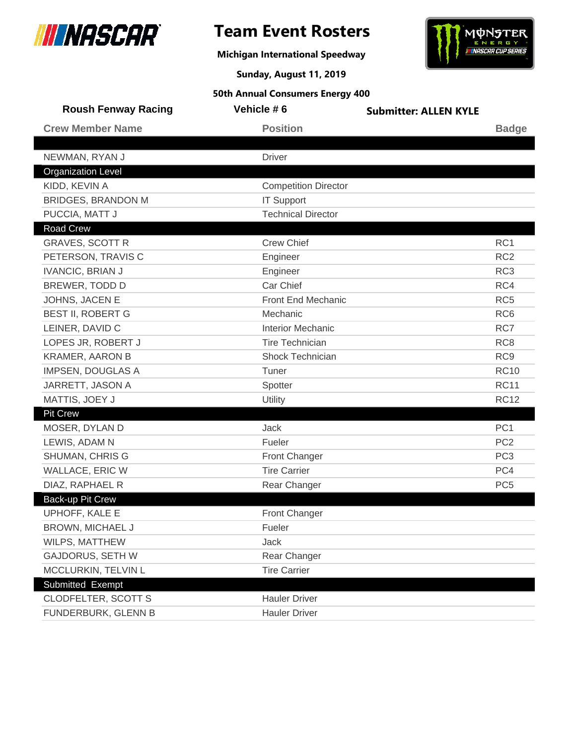# Team Event Rosters

**Michigan International Speedway**

**Sunday, August 11, 2019**

**50th Annual Consumers Energy 400**

**Roush Fenway Racing** | **Vehicle # 6** | **Submitter: ALLEN KYLE**

| Crew Member Name | Position | Badge |
|---|---|---|
| | | |
| NEWMAN, RYAN J | Driver | |
| **Organization Level** | | |
| KIDD, KEVIN A | Competition Director | |
| BRIDGES, BRANDON M | IT Support | |
| PUCCIA, MATT J | Technical Director | |
| **Road Crew** | | |
| GRAVES, SCOTT R | Crew Chief | RC1 |
| PETERSON, TRAVIS C | Engineer | RC2 |
| IVANCIC, BRIAN J | Engineer | RC3 |
| BREWER, TODD D | Car Chief | RC4 |
| JOHNS, JACEN E | Front End Mechanic | RC5 |
| BEST II, ROBERT G | Mechanic | RC6 |
| LEINER, DAVID C | Interior Mechanic | RC7 |
| LOPES JR, ROBERT J | Tire Technician | RC8 |
| KRAMER, AARON B | Shock Technician | RC9 |
| IMPSEN, DOUGLAS A | Tuner | RC10 |
| JARRETT, JASON A | Spotter | RC11 |
| MATTIS, JOEY J | Utility | RC12 |
| **Pit Crew** | | |
| MOSER, DYLAN D | Jack | PC1 |
| LEWIS, ADAM N | Fueler | PC2 |
| SHUMAN, CHRIS G | Front Changer | PC3 |
| WALLACE, ERIC W | Tire Carrier | PC4 |
| DIAZ, RAPHAEL R | Rear Changer | PC5 |
| **Back-up Pit Crew** | | |
| UPHOFF, KALE E | Front Changer | |
| BROWN, MICHAEL J | Fueler | |
| WILPS, MATTHEW | Jack | |
| GAJDORUS, SETH W | Rear Changer | |
| MCCLURKIN, TELVIN L | Tire Carrier | |
| **Submitted Exempt** | | |
| CLODFELTER, SCOTT S | Hauler Driver | |
| FUNDERBURK, GLENN B | Hauler Driver | |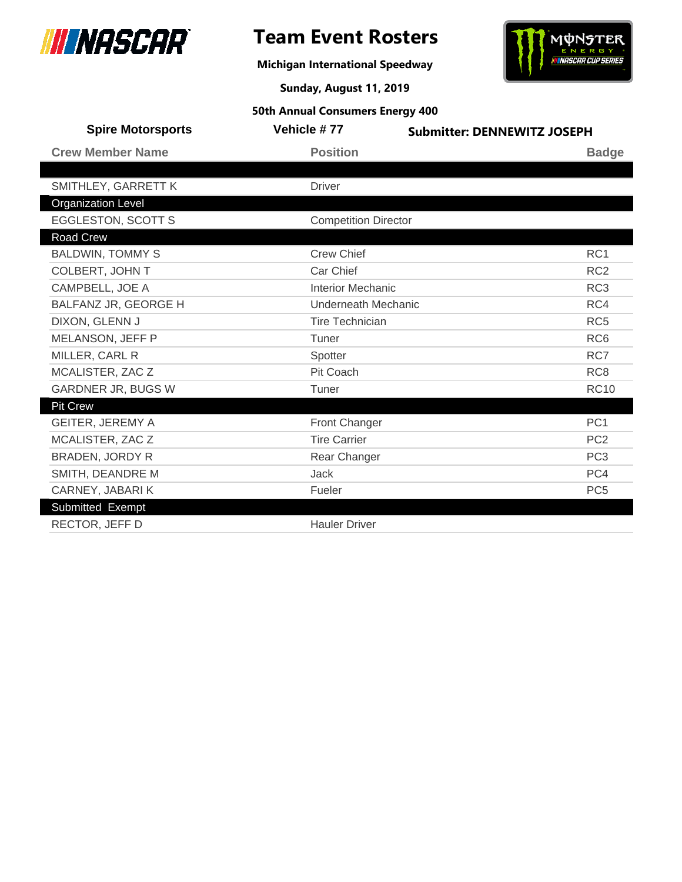# Team Event Rosters

**Michigan International Speedway**

**Sunday, August 11, 2019**

**50th Annual Consumers Energy 400**

**Spire Motorsports** | **Vehicle # 77** | **Submitter: DENNEWITZ JOSEPH**

| Crew Member Name | Position | Badge |
|---|---|---|
| | | |
| SMITHLEY, GARRETT K | Driver | |
| **Organization Level** | | |
| EGGLESTON, SCOTT S | Competition Director | |
| **Road Crew** | | |
| BALDWIN, TOMMY S | Crew Chief | RC1 |
| COLBERT, JOHN T | Car Chief | RC2 |
| CAMPBELL, JOE A | Interior Mechanic | RC3 |
| BALFANZ JR, GEORGE H | Underneath Mechanic | RC4 |
| DIXON, GLENN J | Tire Technician | RC5 |
| MELANSON, JEFF P | Tuner | RC6 |
| MILLER, CARL R | Spotter | RC7 |
| MCALISTER, ZAC Z | Pit Coach | RC8 |
| GARDNER JR, BUGS W | Tuner | RC10 |
| **Pit Crew** | | |
| GEITER, JEREMY A | Front Changer | PC1 |
| MCALISTER, ZAC Z | Tire Carrier | PC2 |
| BRADEN, JORDY R | Rear Changer | PC3 |
| SMITH, DEANDRE M | Jack | PC4 |
| CARNEY, JABARI K | Fueler | PC5 |
| **Submitted Exempt** | | |
| RECTOR, JEFF D | Hauler Driver | |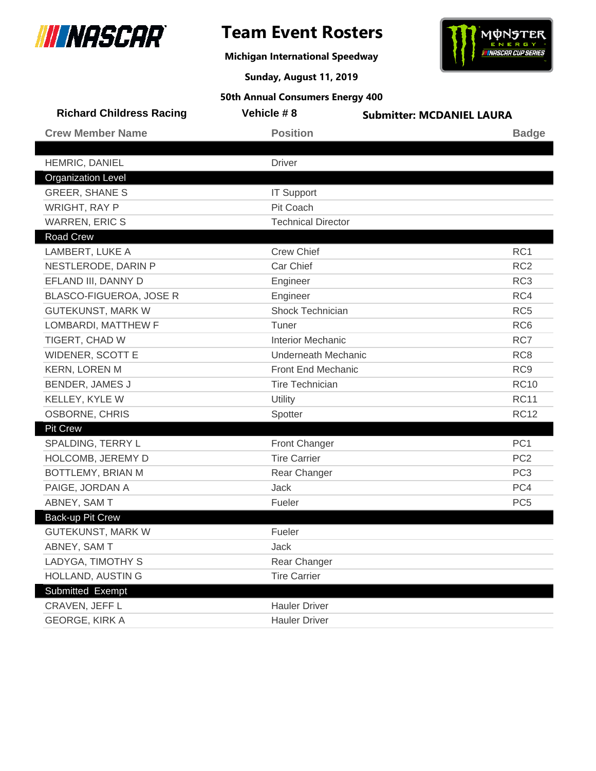# Team Event Rosters

**Michigan International Speedway**

**Sunday, August 11, 2019**

**50th Annual Consumers Energy 400**

**Richard Childress Racing** | **Vehicle # 8** | **Submitter: MCDANIEL LAURA**

| Crew Member Name | Position | Badge |
|---|---|---|
| | | |
| HEMRIC, DANIEL | Driver | |
| **Organization Level** | | |
| GREER, SHANE S | IT Support | |
| WRIGHT, RAY P | Pit Coach | |
| WARREN, ERIC S | Technical Director | |
| **Road Crew** | | |
| LAMBERT, LUKE A | Crew Chief | RC1 |
| NESTLERODE, DARIN P | Car Chief | RC2 |
| EFLAND III, DANNY D | Engineer | RC3 |
| BLASCO-FIGUEROA, JOSE R | Engineer | RC4 |
| GUTEKUNST, MARK W | Shock Technician | RC5 |
| LOMBARDI, MATTHEW F | Tuner | RC6 |
| TIGERT, CHAD W | Interior Mechanic | RC7 |
| WIDENER, SCOTT E | Underneath Mechanic | RC8 |
| KERN, LOREN M | Front End Mechanic | RC9 |
| BENDER, JAMES J | Tire Technician | RC10 |
| KELLEY, KYLE W | Utility | RC11 |
| OSBORNE, CHRIS | Spotter | RC12 |
| **Pit Crew** | | |
| SPALDING, TERRY L | Front Changer | PC1 |
| HOLCOMB, JEREMY D | Tire Carrier | PC2 |
| BOTTLEMY, BRIAN M | Rear Changer | PC3 |
| PAIGE, JORDAN A | Jack | PC4 |
| ABNEY, SAM T | Fueler | PC5 |
| **Back-up Pit Crew** | | |
| GUTEKUNST, MARK W | Fueler | |
| ABNEY, SAM T | Jack | |
| LADYGA, TIMOTHY S | Rear Changer | |
| HOLLAND, AUSTIN G | Tire Carrier | |
| **Submitted Exempt** | | |
| CRAVEN, JEFF L | Hauler Driver | |
| GEORGE, KIRK A | Hauler Driver | |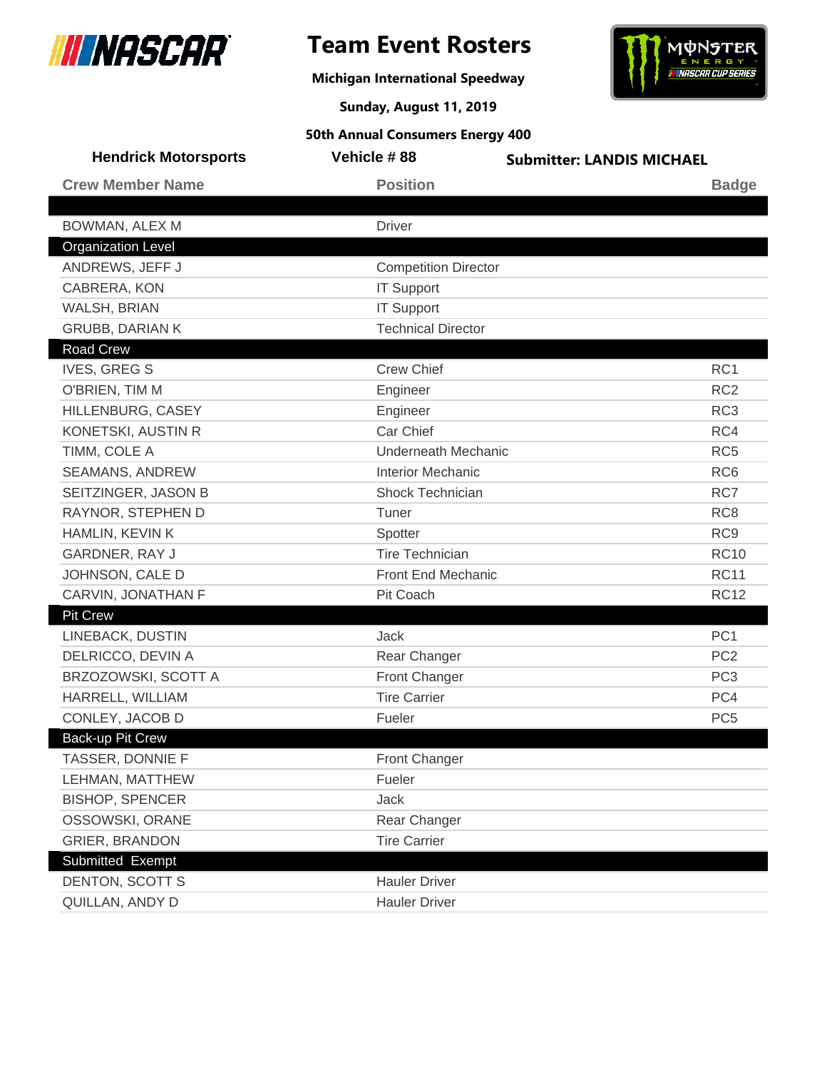# Team Event Rosters

**Michigan International Speedway**

**Sunday, August 11, 2019**

**50th Annual Consumers Energy 400**

**Hendrick Motorsports** | **Vehicle # 88** | **Submitter: LANDIS MICHAEL**

| Crew Member Name | Position | Badge |
|---|---|---|
| | | |
| BOWMAN, ALEX M | Driver | |
| **Organization Level** | | |
| ANDREWS, JEFF J | Competition Director | |
| CABRERA, KON | IT Support | |
| WALSH, BRIAN | IT Support | |
| GRUBB, DARIAN K | Technical Director | |
| **Road Crew** | | |
| IVES, GREG S | Crew Chief | RC1 |
| O'BRIEN, TIM M | Engineer | RC2 |
| HILLENBURG, CASEY | Engineer | RC3 |
| KONETSKI, AUSTIN R | Car Chief | RC4 |
| TIMM, COLE A | Underneath Mechanic | RC5 |
| SEAMANS, ANDREW | Interior Mechanic | RC6 |
| SEITZINGER, JASON B | Shock Technician | RC7 |
| RAYNOR, STEPHEN D | Tuner | RC8 |
| HAMLIN, KEVIN K | Spotter | RC9 |
| GARDNER, RAY J | Tire Technician | RC10 |
| JOHNSON, CALE D | Front End Mechanic | RC11 |
| CARVIN, JONATHAN F | Pit Coach | RC12 |
| **Pit Crew** | | |
| LINEBACK, DUSTIN | Jack | PC1 |
| DELRICCO, DEVIN A | Rear Changer | PC2 |
| BRZOZOWSKI, SCOTT A | Front Changer | PC3 |
| HARRELL, WILLIAM | Tire Carrier | PC4 |
| CONLEY, JACOB D | Fueler | PC5 |
| **Back-up Pit Crew** | | |
| TASSER, DONNIE F | Front Changer | |
| LEHMAN, MATTHEW | Fueler | |
| BISHOP, SPENCER | Jack | |
| OSSOWSKI, ORANE | Rear Changer | |
| GRIER, BRANDON | Tire Carrier | |
| **Submitted Exempt** | | |
| DENTON, SCOTT S | Hauler Driver | |
| QUILLAN, ANDY D | Hauler Driver | |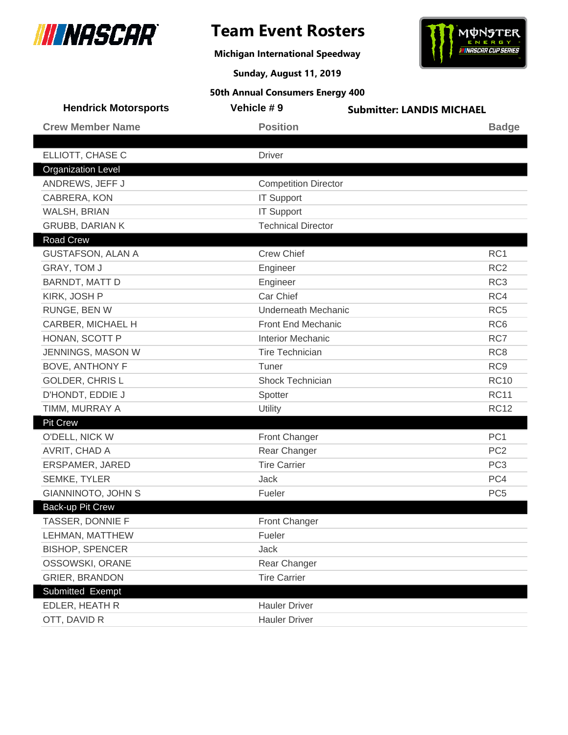# Team Event Rosters

**Michigan International Speedway**

**Sunday, August 11, 2019**

**50th Annual Consumers Energy 400**

**Hendrick Motorsports** | **Vehicle # 9** | **Submitter: LANDIS MICHAEL**

| Crew Member Name | Position | Badge |
|---|---|---|
| | | |
| ELLIOTT, CHASE C | Driver | |
| **Organization Level** | | |
| ANDREWS, JEFF J | Competition Director | |
| CABRERA, KON | IT Support | |
| WALSH, BRIAN | IT Support | |
| GRUBB, DARIAN K | Technical Director | |
| **Road Crew** | | |
| GUSTAFSON, ALAN A | Crew Chief | RC1 |
| GRAY, TOM J | Engineer | RC2 |
| BARNDT, MATT D | Engineer | RC3 |
| KIRK, JOSH P | Car Chief | RC4 |
| RUNGE, BEN W | Underneath Mechanic | RC5 |
| CARBER, MICHAEL H | Front End Mechanic | RC6 |
| HONAN, SCOTT P | Interior Mechanic | RC7 |
| JENNINGS, MASON W | Tire Technician | RC8 |
| BOVE, ANTHONY F | Tuner | RC9 |
| GOLDER, CHRIS L | Shock Technician | RC10 |
| D'HONDT, EDDIE J | Spotter | RC11 |
| TIMM, MURRAY A | Utility | RC12 |
| **Pit Crew** | | |
| O'DELL, NICK W | Front Changer | PC1 |
| AVRIT, CHAD A | Rear Changer | PC2 |
| ERSPAMER, JARED | Tire Carrier | PC3 |
| SEMKE, TYLER | Jack | PC4 |
| GIANNINOTO, JOHN S | Fueler | PC5 |
| **Back-up Pit Crew** | | |
| TASSER, DONNIE F | Front Changer | |
| LEHMAN, MATTHEW | Fueler | |
| BISHOP, SPENCER | Jack | |
| OSSOWSKI, ORANE | Rear Changer | |
| GRIER, BRANDON | Tire Carrier | |
| **Submitted Exempt** | | |
| EDLER, HEATH R | Hauler Driver | |
| OTT, DAVID R | Hauler Driver | |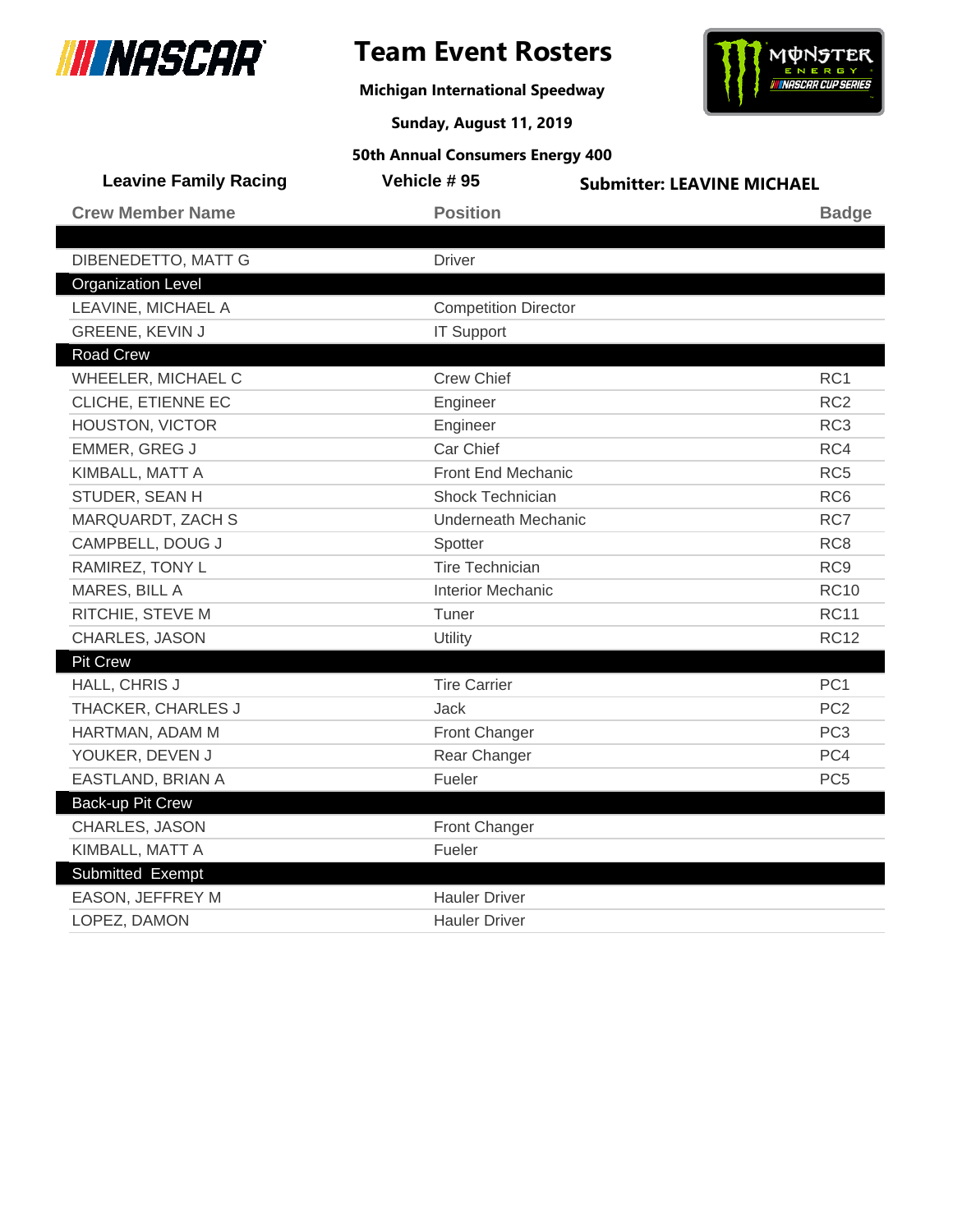# Team Event Rosters

**Michigan International Speedway**

**Sunday, August 11, 2019**

**50th Annual Consumers Energy 400**

**Leavine Family Racing** | **Vehicle # 95** | **Submitter: LEAVINE MICHAEL**

| Crew Member Name | Position | Badge |
|---|---|---|
| | | |
| DIBENEDETTO, MATT G | Driver | |
| **Organization Level** | | |
| LEAVINE, MICHAEL A | Competition Director | |
| GREENE, KEVIN J | IT Support | |
| **Road Crew** | | |
| WHEELER, MICHAEL C | Crew Chief | RC1 |
| CLICHE, ETIENNE EC | Engineer | RC2 |
| HOUSTON, VICTOR | Engineer | RC3 |
| EMMER, GREG J | Car Chief | RC4 |
| KIMBALL, MATT A | Front End Mechanic | RC5 |
| STUDER, SEAN H | Shock Technician | RC6 |
| MARQUARDT, ZACH S | Underneath Mechanic | RC7 |
| CAMPBELL, DOUG J | Spotter | RC8 |
| RAMIREZ, TONY L | Tire Technician | RC9 |
| MARES, BILL A | Interior Mechanic | RC10 |
| RITCHIE, STEVE M | Tuner | RC11 |
| CHARLES, JASON | Utility | RC12 |
| **Pit Crew** | | |
| HALL, CHRIS J | Tire Carrier | PC1 |
| THACKER, CHARLES J | Jack | PC2 |
| HARTMAN, ADAM M | Front Changer | PC3 |
| YOUKER, DEVEN J | Rear Changer | PC4 |
| EASTLAND, BRIAN A | Fueler | PC5 |
| **Back-up Pit Crew** | | |
| CHARLES, JASON | Front Changer | |
| KIMBALL, MATT A | Fueler | |
| **Submitted Exempt** | | |
| EASON, JEFFREY M | Hauler Driver | |
| LOPEZ, DAMON | Hauler Driver | |